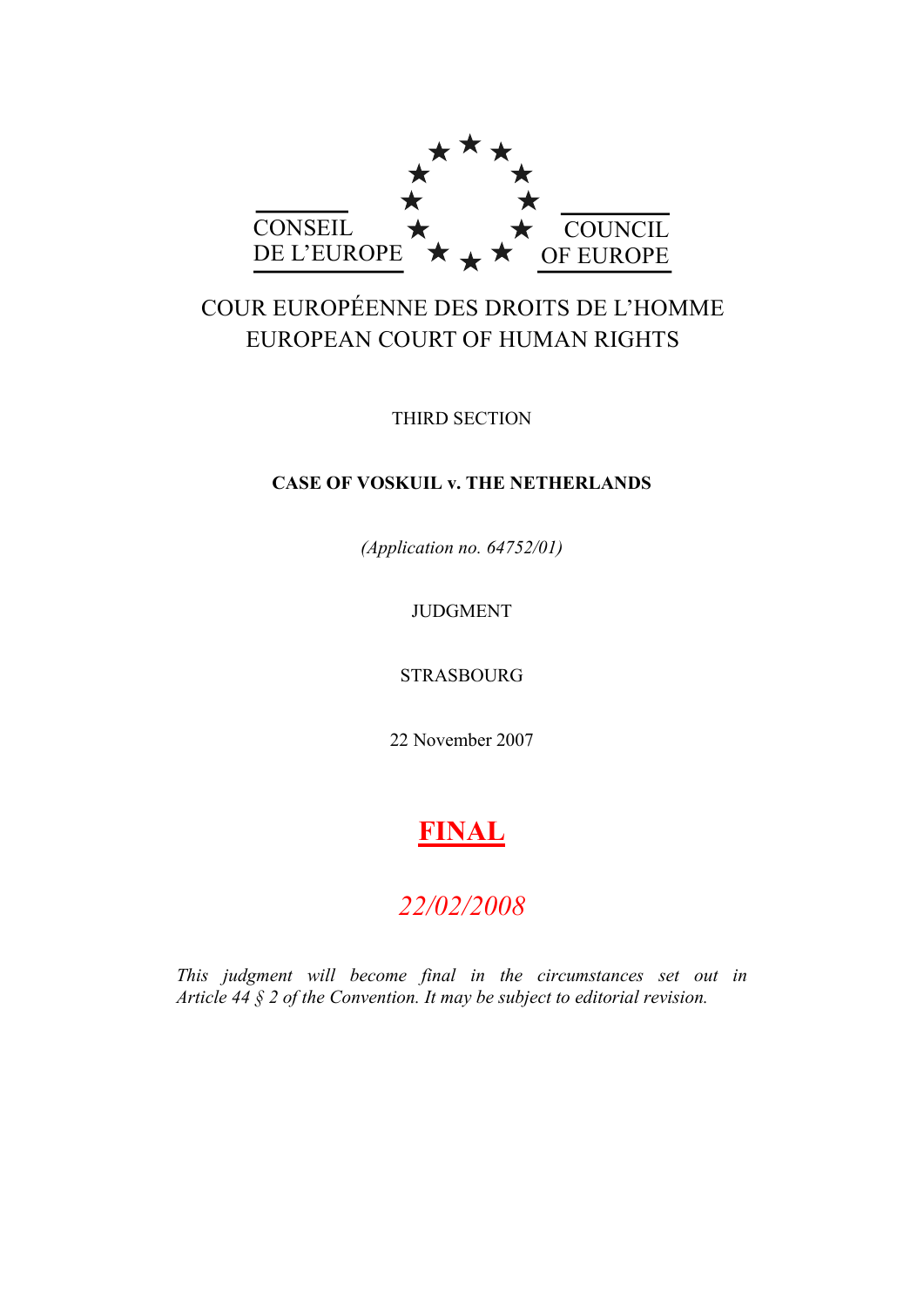CONSEIL DE L'EUROPE

COUNCIL OF EUROPE

COUR EUROPÉENNE DES DROITS DE L'HOMME
EUROPEAN COURT OF HUMAN RIGHTS

THIRD SECTION

**CASE OF VOSKUIL v. THE NETHERLANDS**

*(Application no. 64752/01)*

JUDGMENT

STRASBOURG

22 November 2007

**FINAL**

*22/02/2008*

*This judgment will become final in the circumstances set out in Article 44 § 2 of the Convention. It may be subject to editorial revision.*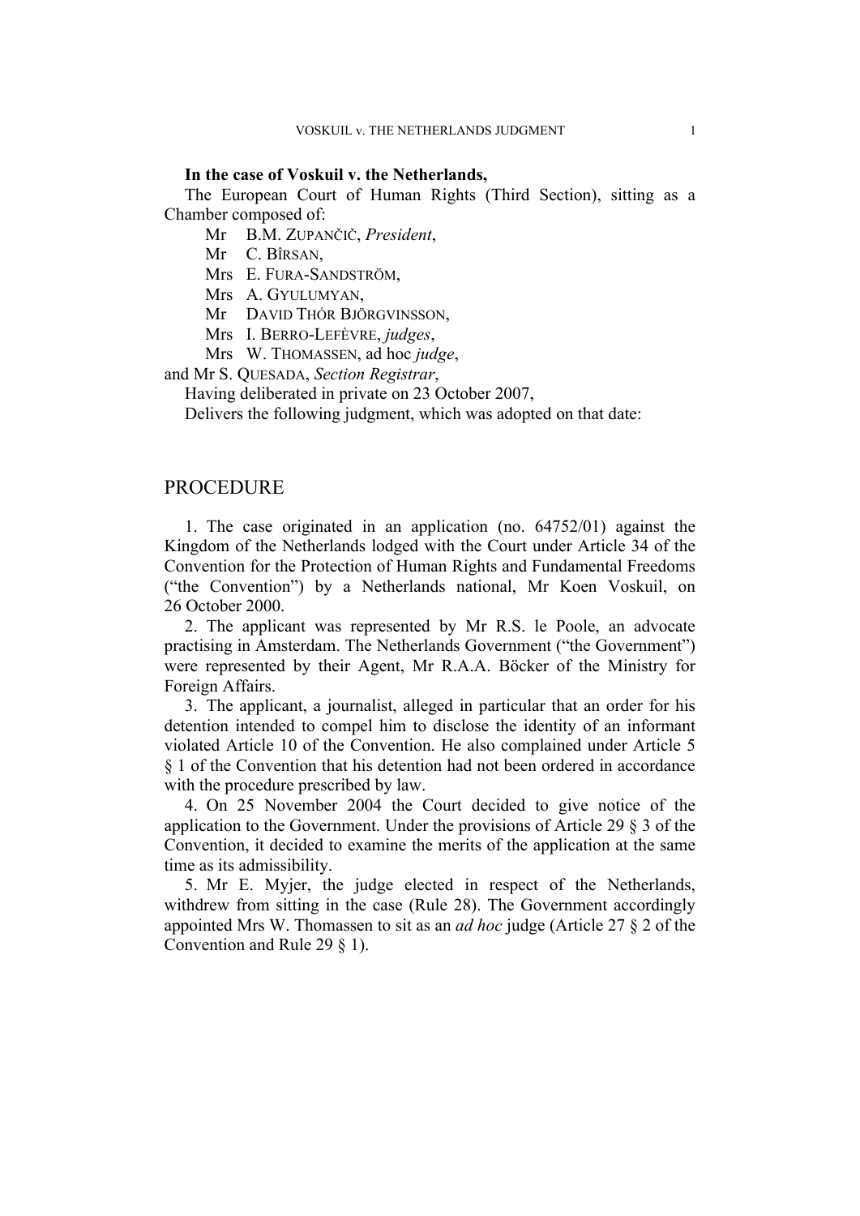**In the case of Voskuil v. the Netherlands,**

The European Court of Human Rights (Third Section), sitting as a Chamber composed of:

Mr B.M. ZUPANČIČ, *President*,
Mr C. BÎRSAN,
Mrs E. FURA-SANDSTRÖM,
Mrs A. GYULUMYAN,
Mr DAVID THÓR BJÖRGVINSSON,
Mrs I. BERRO-LEFÈVRE, *judges*,
Mrs W. THOMASSEN, ad hoc *judge*,
and Mr S. QUESADA, *Section Registrar*,

Having deliberated in private on 23 October 2007,

Delivers the following judgment, which was adopted on that date:

## PROCEDURE

1. The case originated in an application (no. 64752/01) against the Kingdom of the Netherlands lodged with the Court under Article 34 of the Convention for the Protection of Human Rights and Fundamental Freedoms ("the Convention") by a Netherlands national, Mr Koen Voskuil, on 26 October 2000.

2. The applicant was represented by Mr R.S. le Poole, an advocate practising in Amsterdam. The Netherlands Government ("the Government") were represented by their Agent, Mr R.A.A. Böcker of the Ministry for Foreign Affairs.

3. The applicant, a journalist, alleged in particular that an order for his detention intended to compel him to disclose the identity of an informant violated Article 10 of the Convention. He also complained under Article 5 § 1 of the Convention that his detention had not been ordered in accordance with the procedure prescribed by law.

4. On 25 November 2004 the Court decided to give notice of the application to the Government. Under the provisions of Article 29 § 3 of the Convention, it decided to examine the merits of the application at the same time as its admissibility.

5. Mr E. Myjer, the judge elected in respect of the Netherlands, withdrew from sitting in the case (Rule 28). The Government accordingly appointed Mrs W. Thomassen to sit as an *ad hoc* judge (Article 27 § 2 of the Convention and Rule 29 § 1).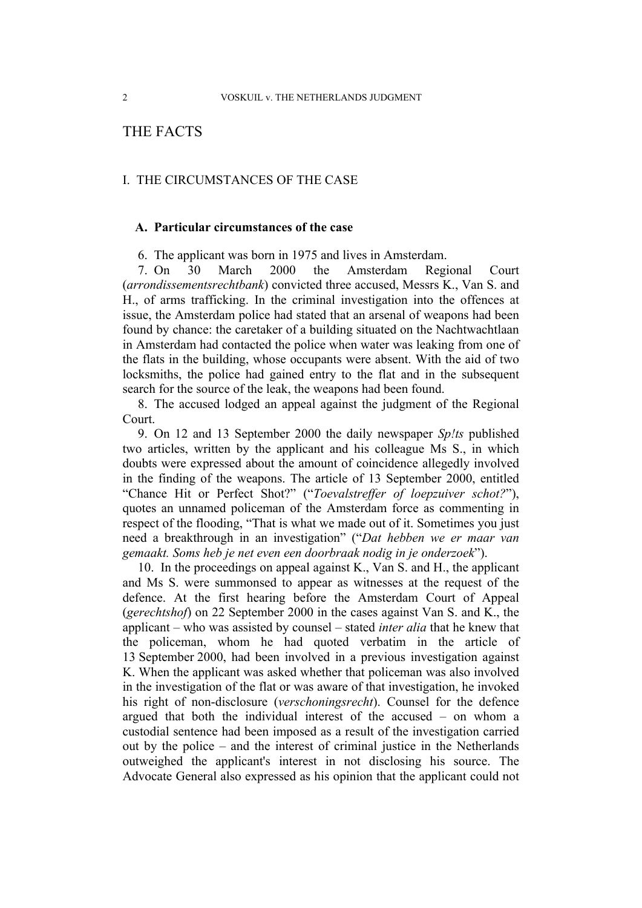# THE FACTS

## I. THE CIRCUMSTANCES OF THE CASE

### A. Particular circumstances of the case

6. The applicant was born in 1975 and lives in Amsterdam.

7. On 30 March 2000 the Amsterdam Regional Court (*arrondissementsrechtbank*) convicted three accused, Messrs K., Van S. and H., of arms trafficking. In the criminal investigation into the offences at issue, the Amsterdam police had stated that an arsenal of weapons had been found by chance: the caretaker of a building situated on the Nachtwachtlaan in Amsterdam had contacted the police when water was leaking from one of the flats in the building, whose occupants were absent. With the aid of two locksmiths, the police had gained entry to the flat and in the subsequent search for the source of the leak, the weapons had been found.

8. The accused lodged an appeal against the judgment of the Regional Court.

9. On 12 and 13 September 2000 the daily newspaper *Sp!ts* published two articles, written by the applicant and his colleague Ms S., in which doubts were expressed about the amount of coincidence allegedly involved in the finding of the weapons. The article of 13 September 2000, entitled "Chance Hit or Perfect Shot?" ("*Toevalstreffer of loepzuiver schot?*"), quotes an unnamed policeman of the Amsterdam force as commenting in respect of the flooding, "That is what we made out of it. Sometimes you just need a breakthrough in an investigation" ("*Dat hebben we er maar van gemaakt. Soms heb je net even een doorbraak nodig in je onderzoek*").

10. In the proceedings on appeal against K., Van S. and H., the applicant and Ms S. were summonsed to appear as witnesses at the request of the defence. At the first hearing before the Amsterdam Court of Appeal (*gerechtshof*) on 22 September 2000 in the cases against Van S. and K., the applicant – who was assisted by counsel – stated *inter alia* that he knew that the policeman, whom he had quoted verbatim in the article of 13 September 2000, had been involved in a previous investigation against K. When the applicant was asked whether that policeman was also involved in the investigation of the flat or was aware of that investigation, he invoked his right of non-disclosure (*verschoningsrecht*). Counsel for the defence argued that both the individual interest of the accused – on whom a custodial sentence had been imposed as a result of the investigation carried out by the police – and the interest of criminal justice in the Netherlands outweighed the applicant's interest in not disclosing his source. The Advocate General also expressed as his opinion that the applicant could not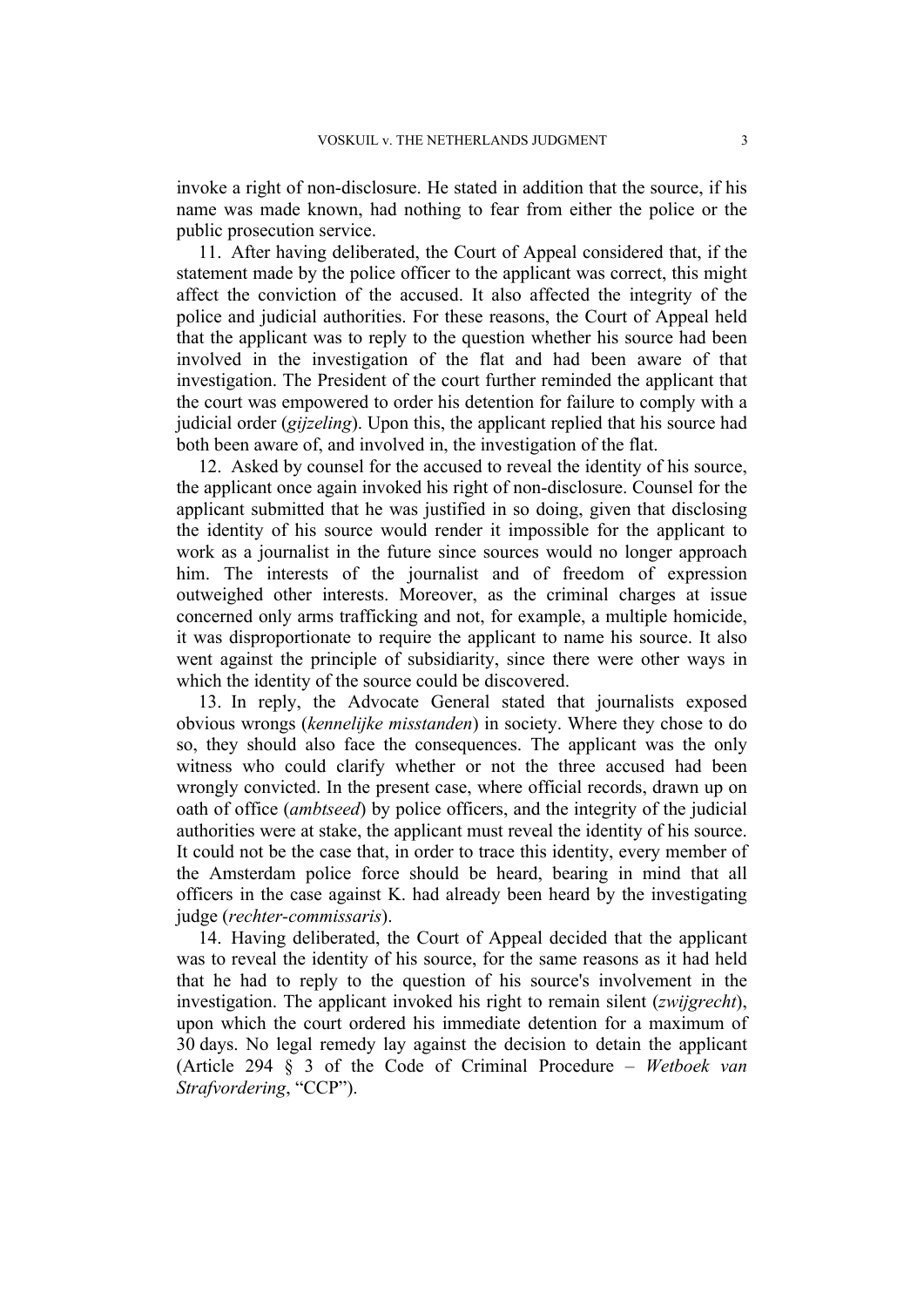invoke a right of non-disclosure. He stated in addition that the source, if his name was made known, had nothing to fear from either the police or the public prosecution service.

11. After having deliberated, the Court of Appeal considered that, if the statement made by the police officer to the applicant was correct, this might affect the conviction of the accused. It also affected the integrity of the police and judicial authorities. For these reasons, the Court of Appeal held that the applicant was to reply to the question whether his source had been involved in the investigation of the flat and had been aware of that investigation. The President of the court further reminded the applicant that the court was empowered to order his detention for failure to comply with a judicial order (*gijzeling*). Upon this, the applicant replied that his source had both been aware of, and involved in, the investigation of the flat.

12. Asked by counsel for the accused to reveal the identity of his source, the applicant once again invoked his right of non-disclosure. Counsel for the applicant submitted that he was justified in so doing, given that disclosing the identity of his source would render it impossible for the applicant to work as a journalist in the future since sources would no longer approach him. The interests of the journalist and of freedom of expression outweighed other interests. Moreover, as the criminal charges at issue concerned only arms trafficking and not, for example, a multiple homicide, it was disproportionate to require the applicant to name his source. It also went against the principle of subsidiarity, since there were other ways in which the identity of the source could be discovered.

13. In reply, the Advocate General stated that journalists exposed obvious wrongs (*kennelijke misstanden*) in society. Where they chose to do so, they should also face the consequences. The applicant was the only witness who could clarify whether or not the three accused had been wrongly convicted. In the present case, where official records, drawn up on oath of office (*ambtseed*) by police officers, and the integrity of the judicial authorities were at stake, the applicant must reveal the identity of his source. It could not be the case that, in order to trace this identity, every member of the Amsterdam police force should be heard, bearing in mind that all officers in the case against K. had already been heard by the investigating judge (*rechter-commissaris*).

14. Having deliberated, the Court of Appeal decided that the applicant was to reveal the identity of his source, for the same reasons as it had held that he had to reply to the question of his source's involvement in the investigation. The applicant invoked his right to remain silent (*zwijgrecht*), upon which the court ordered his immediate detention for a maximum of 30 days. No legal remedy lay against the decision to detain the applicant (Article 294 § 3 of the Code of Criminal Procedure – *Wetboek van Strafvordering*, "CCP").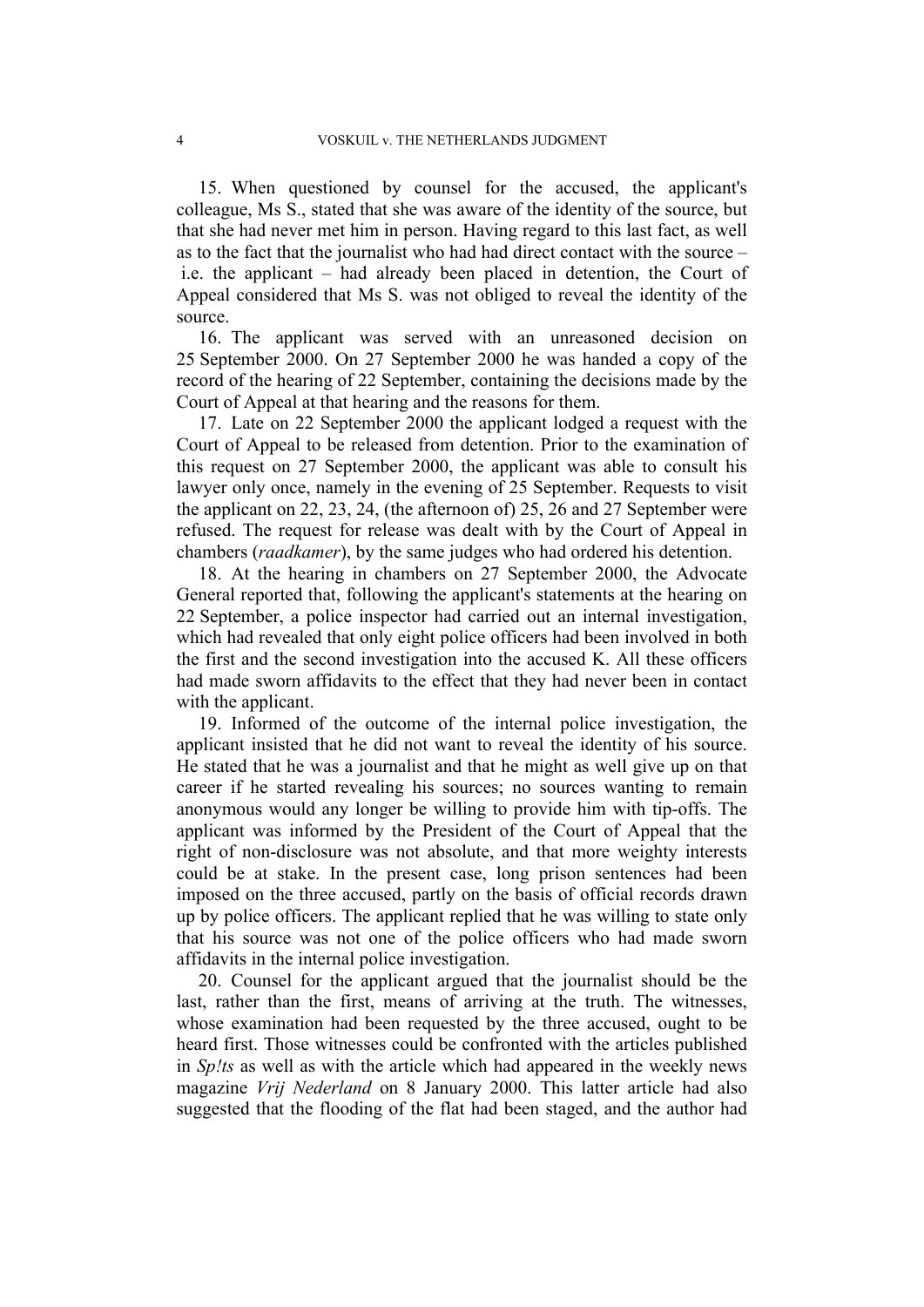15. When questioned by counsel for the accused, the applicant's colleague, Ms S., stated that she was aware of the identity of the source, but that she had never met him in person. Having regard to this last fact, as well as to the fact that the journalist who had had direct contact with the source – i.e. the applicant – had already been placed in detention, the Court of Appeal considered that Ms S. was not obliged to reveal the identity of the source.

16. The applicant was served with an unreasoned decision on 25 September 2000. On 27 September 2000 he was handed a copy of the record of the hearing of 22 September, containing the decisions made by the Court of Appeal at that hearing and the reasons for them.

17. Late on 22 September 2000 the applicant lodged a request with the Court of Appeal to be released from detention. Prior to the examination of this request on 27 September 2000, the applicant was able to consult his lawyer only once, namely in the evening of 25 September. Requests to visit the applicant on 22, 23, 24, (the afternoon of) 25, 26 and 27 September were refused. The request for release was dealt with by the Court of Appeal in chambers (*raadkamer*), by the same judges who had ordered his detention.

18. At the hearing in chambers on 27 September 2000, the Advocate General reported that, following the applicant's statements at the hearing on 22 September, a police inspector had carried out an internal investigation, which had revealed that only eight police officers had been involved in both the first and the second investigation into the accused K. All these officers had made sworn affidavits to the effect that they had never been in contact with the applicant.

19. Informed of the outcome of the internal police investigation, the applicant insisted that he did not want to reveal the identity of his source. He stated that he was a journalist and that he might as well give up on that career if he started revealing his sources; no sources wanting to remain anonymous would any longer be willing to provide him with tip-offs. The applicant was informed by the President of the Court of Appeal that the right of non-disclosure was not absolute, and that more weighty interests could be at stake. In the present case, long prison sentences had been imposed on the three accused, partly on the basis of official records drawn up by police officers. The applicant replied that he was willing to state only that his source was not one of the police officers who had made sworn affidavits in the internal police investigation.

20. Counsel for the applicant argued that the journalist should be the last, rather than the first, means of arriving at the truth. The witnesses, whose examination had been requested by the three accused, ought to be heard first. Those witnesses could be confronted with the articles published in *Sp!ts* as well as with the article which had appeared in the weekly news magazine *Vrij Nederland* on 8 January 2000. This latter article had also suggested that the flooding of the flat had been staged, and the author had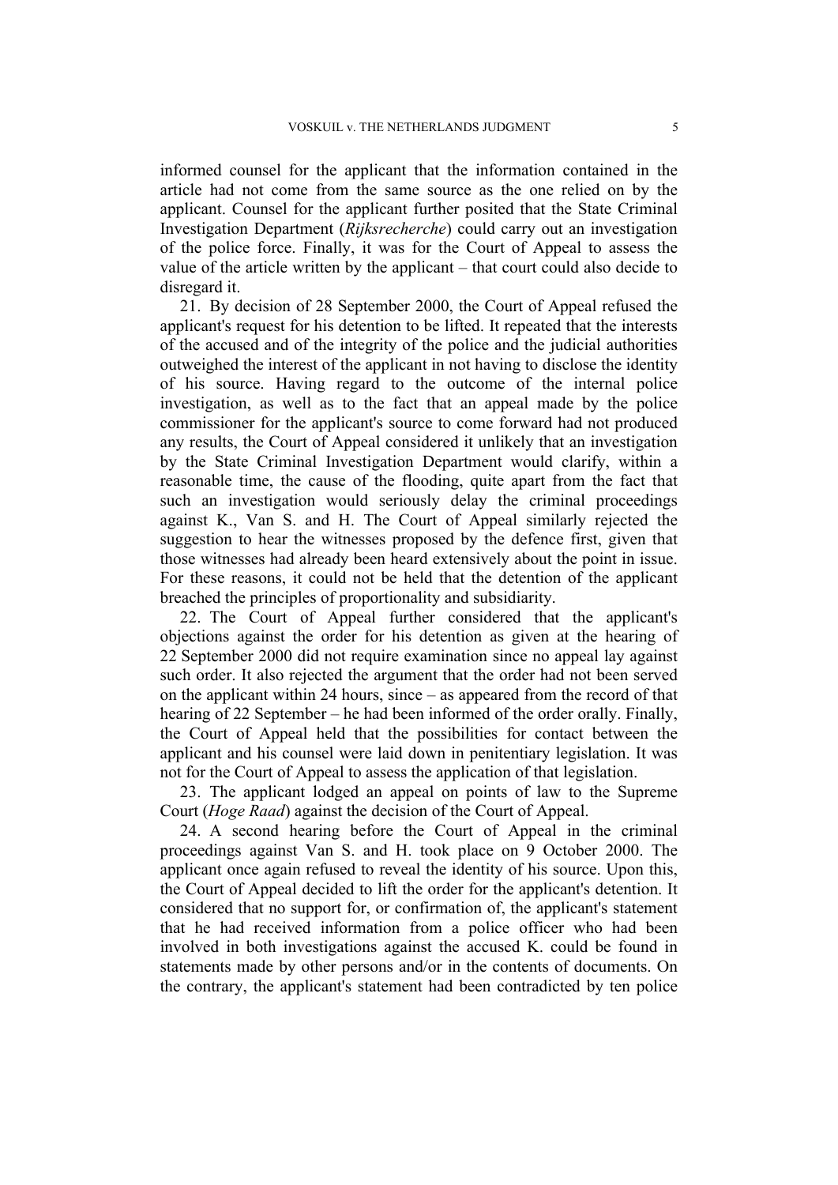informed counsel for the applicant that the information contained in the article had not come from the same source as the one relied on by the applicant. Counsel for the applicant further posited that the State Criminal Investigation Department (*Rijksrecherche*) could carry out an investigation of the police force. Finally, it was for the Court of Appeal to assess the value of the article written by the applicant – that court could also decide to disregard it.

21. By decision of 28 September 2000, the Court of Appeal refused the applicant's request for his detention to be lifted. It repeated that the interests of the accused and of the integrity of the police and the judicial authorities outweighed the interest of the applicant in not having to disclose the identity of his source. Having regard to the outcome of the internal police investigation, as well as to the fact that an appeal made by the police commissioner for the applicant's source to come forward had not produced any results, the Court of Appeal considered it unlikely that an investigation by the State Criminal Investigation Department would clarify, within a reasonable time, the cause of the flooding, quite apart from the fact that such an investigation would seriously delay the criminal proceedings against K., Van S. and H. The Court of Appeal similarly rejected the suggestion to hear the witnesses proposed by the defence first, given that those witnesses had already been heard extensively about the point in issue. For these reasons, it could not be held that the detention of the applicant breached the principles of proportionality and subsidiarity.

22. The Court of Appeal further considered that the applicant's objections against the order for his detention as given at the hearing of 22 September 2000 did not require examination since no appeal lay against such order. It also rejected the argument that the order had not been served on the applicant within 24 hours, since – as appeared from the record of that hearing of 22 September – he had been informed of the order orally. Finally, the Court of Appeal held that the possibilities for contact between the applicant and his counsel were laid down in penitentiary legislation. It was not for the Court of Appeal to assess the application of that legislation.

23. The applicant lodged an appeal on points of law to the Supreme Court (*Hoge Raad*) against the decision of the Court of Appeal.

24. A second hearing before the Court of Appeal in the criminal proceedings against Van S. and H. took place on 9 October 2000. The applicant once again refused to reveal the identity of his source. Upon this, the Court of Appeal decided to lift the order for the applicant's detention. It considered that no support for, or confirmation of, the applicant's statement that he had received information from a police officer who had been involved in both investigations against the accused K. could be found in statements made by other persons and/or in the contents of documents. On the contrary, the applicant's statement had been contradicted by ten police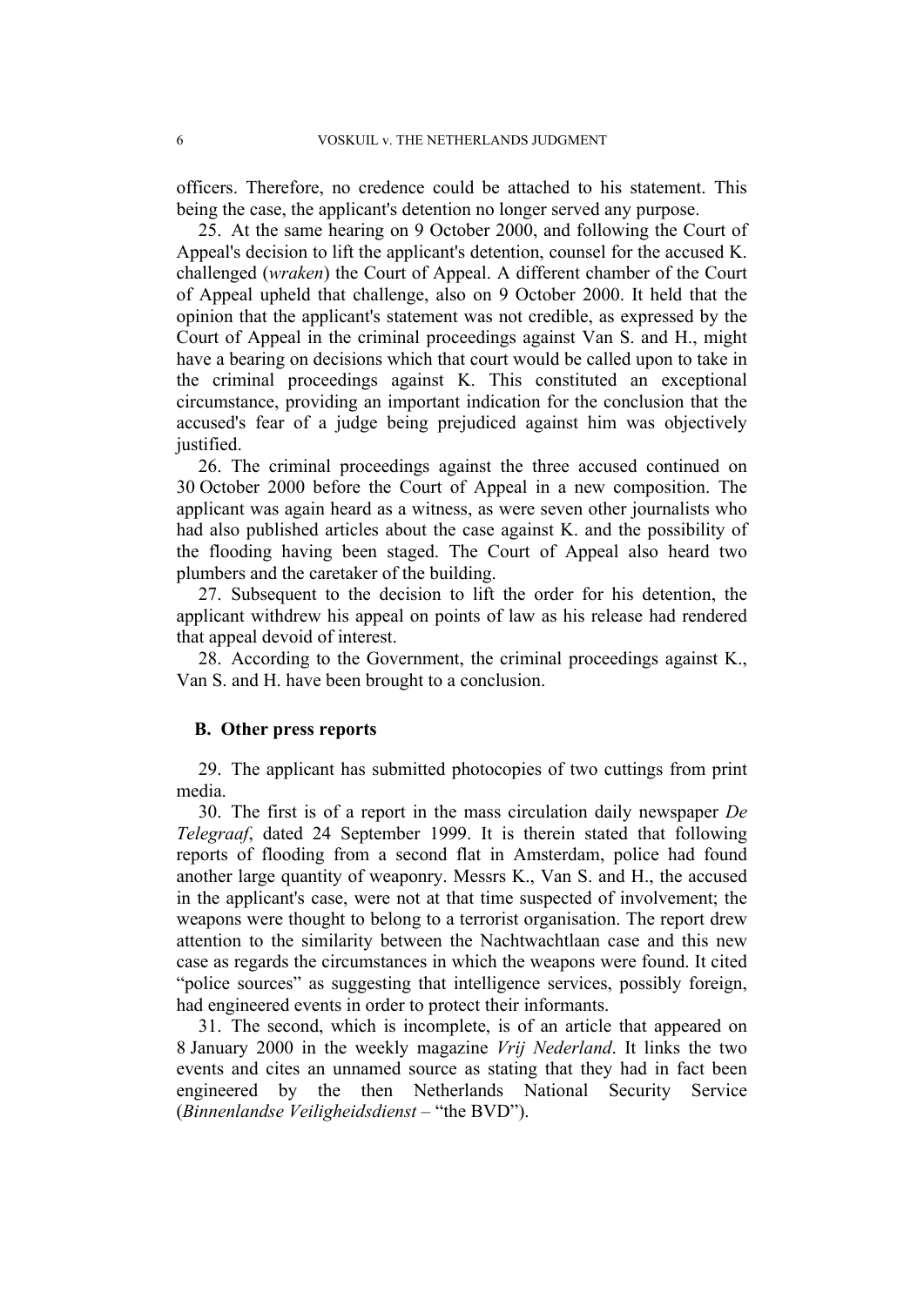officers. Therefore, no credence could be attached to his statement. This being the case, the applicant's detention no longer served any purpose.

25. At the same hearing on 9 October 2000, and following the Court of Appeal's decision to lift the applicant's detention, counsel for the accused K. challenged (*wraken*) the Court of Appeal. A different chamber of the Court of Appeal upheld that challenge, also on 9 October 2000. It held that the opinion that the applicant's statement was not credible, as expressed by the Court of Appeal in the criminal proceedings against Van S. and H., might have a bearing on decisions which that court would be called upon to take in the criminal proceedings against K. This constituted an exceptional circumstance, providing an important indication for the conclusion that the accused's fear of a judge being prejudiced against him was objectively justified.

26. The criminal proceedings against the three accused continued on 30 October 2000 before the Court of Appeal in a new composition. The applicant was again heard as a witness, as were seven other journalists who had also published articles about the case against K. and the possibility of the flooding having been staged. The Court of Appeal also heard two plumbers and the caretaker of the building.

27. Subsequent to the decision to lift the order for his detention, the applicant withdrew his appeal on points of law as his release had rendered that appeal devoid of interest.

28. According to the Government, the criminal proceedings against K., Van S. and H. have been brought to a conclusion.

## B. Other press reports

29. The applicant has submitted photocopies of two cuttings from print media.

30. The first is of a report in the mass circulation daily newspaper *De Telegraaf*, dated 24 September 1999. It is therein stated that following reports of flooding from a second flat in Amsterdam, police had found another large quantity of weaponry. Messrs K., Van S. and H., the accused in the applicant's case, were not at that time suspected of involvement; the weapons were thought to belong to a terrorist organisation. The report drew attention to the similarity between the Nachtwachtlaan case and this new case as regards the circumstances in which the weapons were found. It cited "police sources" as suggesting that intelligence services, possibly foreign, had engineered events in order to protect their informants.

31. The second, which is incomplete, is of an article that appeared on 8 January 2000 in the weekly magazine *Vrij Nederland*. It links the two events and cites an unnamed source as stating that they had in fact been engineered by the then Netherlands National Security Service (*Binnenlandse Veiligheidsdienst* – "the BVD").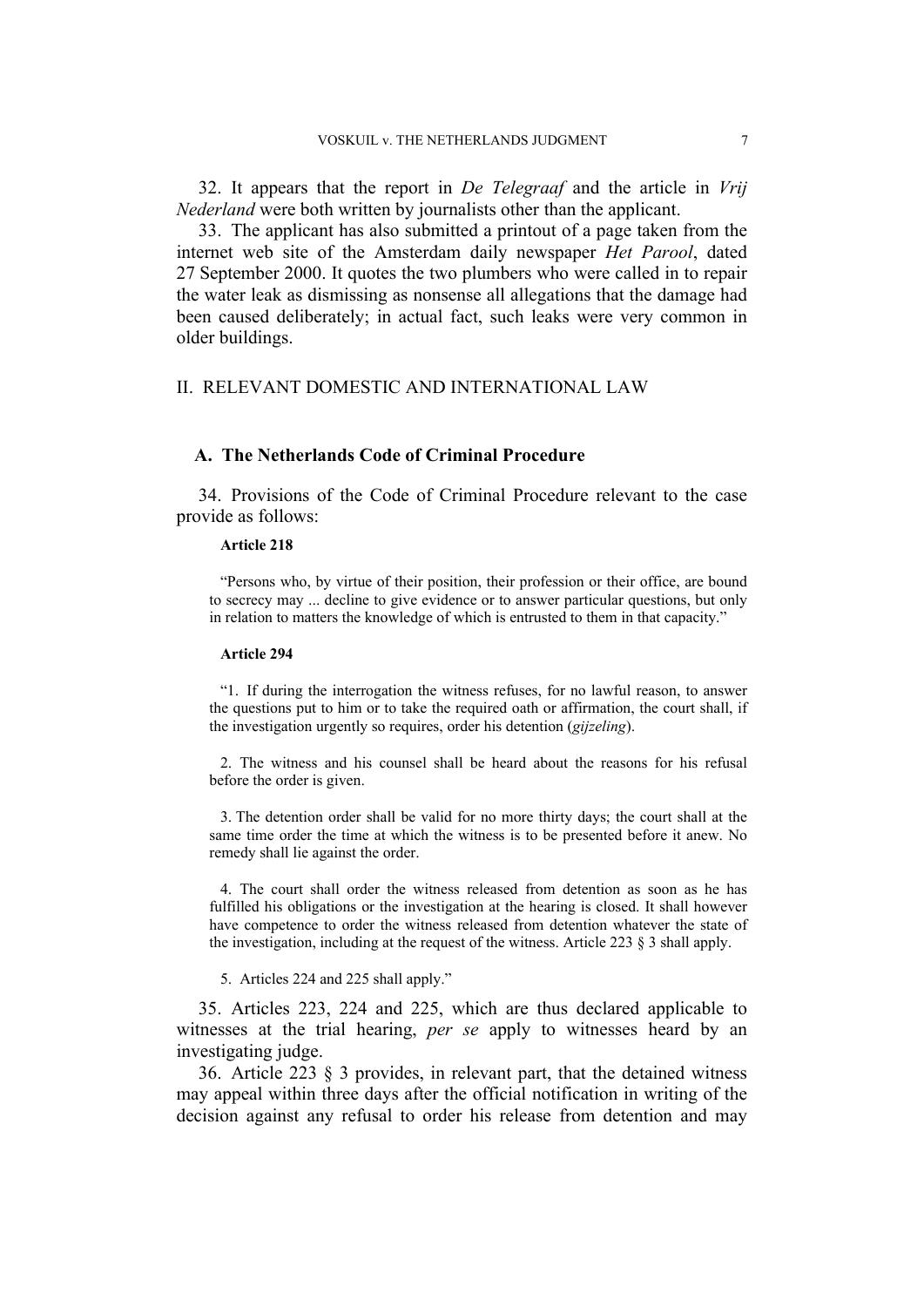32. It appears that the report in *De Telegraaf* and the article in *Vrij Nederland* were both written by journalists other than the applicant.

33. The applicant has also submitted a printout of a page taken from the internet web site of the Amsterdam daily newspaper *Het Parool*, dated 27 September 2000. It quotes the two plumbers who were called in to repair the water leak as dismissing as nonsense all allegations that the damage had been caused deliberately; in actual fact, such leaks were very common in older buildings.

## II. RELEVANT DOMESTIC AND INTERNATIONAL LAW

### A. The Netherlands Code of Criminal Procedure

34. Provisions of the Code of Criminal Procedure relevant to the case provide as follows:

**Article 218**

> "Persons who, by virtue of their position, their profession or their office, are bound to secrecy may ... decline to give evidence or to answer particular questions, but only in relation to matters the knowledge of which is entrusted to them in that capacity."

**Article 294**

> "1. If during the interrogation the witness refuses, for no lawful reason, to answer the questions put to him or to take the required oath or affirmation, the court shall, if the investigation urgently so requires, order his detention (*gijzeling*).
>
> 2. The witness and his counsel shall be heard about the reasons for his refusal before the order is given.
>
> 3. The detention order shall be valid for no more thirty days; the court shall at the same time order the time at which the witness is to be presented before it anew. No remedy shall lie against the order.
>
> 4. The court shall order the witness released from detention as soon as he has fulfilled his obligations or the investigation at the hearing is closed. It shall however have competence to order the witness released from detention whatever the state of the investigation, including at the request of the witness. Article 223 § 3 shall apply.
>
> 5. Articles 224 and 225 shall apply."

35. Articles 223, 224 and 225, which are thus declared applicable to witnesses at the trial hearing, *per se* apply to witnesses heard by an investigating judge.

36. Article 223 § 3 provides, in relevant part, that the detained witness may appeal within three days after the official notification in writing of the decision against any refusal to order his release from detention and may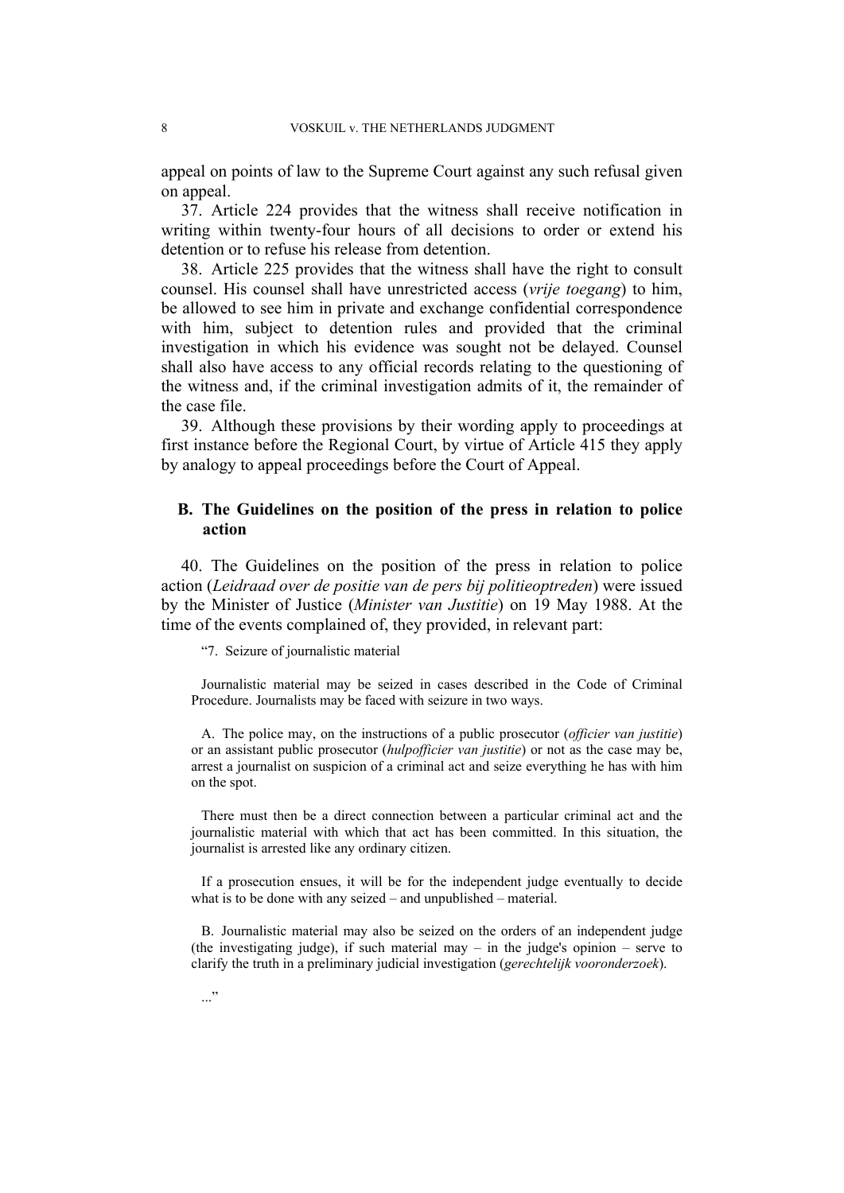appeal on points of law to the Supreme Court against any such refusal given on appeal.

37. Article 224 provides that the witness shall receive notification in writing within twenty-four hours of all decisions to order or extend his detention or to refuse his release from detention.

38. Article 225 provides that the witness shall have the right to consult counsel. His counsel shall have unrestricted access (*vrije toegang*) to him, be allowed to see him in private and exchange confidential correspondence with him, subject to detention rules and provided that the criminal investigation in which his evidence was sought not be delayed. Counsel shall also have access to any official records relating to the questioning of the witness and, if the criminal investigation admits of it, the remainder of the case file.

39. Although these provisions by their wording apply to proceedings at first instance before the Regional Court, by virtue of Article 415 they apply by analogy to appeal proceedings before the Court of Appeal.

### B. The Guidelines on the position of the press in relation to police action

40. The Guidelines on the position of the press in relation to police action (*Leidraad over de positie van de pers bij politieoptreden*) were issued by the Minister of Justice (*Minister van Justitie*) on 19 May 1988. At the time of the events complained of, they provided, in relevant part:

> "7. Seizure of journalistic material
>
> Journalistic material may be seized in cases described in the Code of Criminal Procedure. Journalists may be faced with seizure in two ways.
>
> A. The police may, on the instructions of a public prosecutor (*officier van justitie*) or an assistant public prosecutor (*hulpofficier van justitie*) or not as the case may be, arrest a journalist on suspicion of a criminal act and seize everything he has with him on the spot.
>
> There must then be a direct connection between a particular criminal act and the journalistic material with which that act has been committed. In this situation, the journalist is arrested like any ordinary citizen.
>
> If a prosecution ensues, it will be for the independent judge eventually to decide what is to be done with any seized – and unpublished – material.
>
> B. Journalistic material may also be seized on the orders of an independent judge (the investigating judge), if such material may – in the judge's opinion – serve to clarify the truth in a preliminary judicial investigation (*gerechtelijk vooronderzoek*).
>
> ..."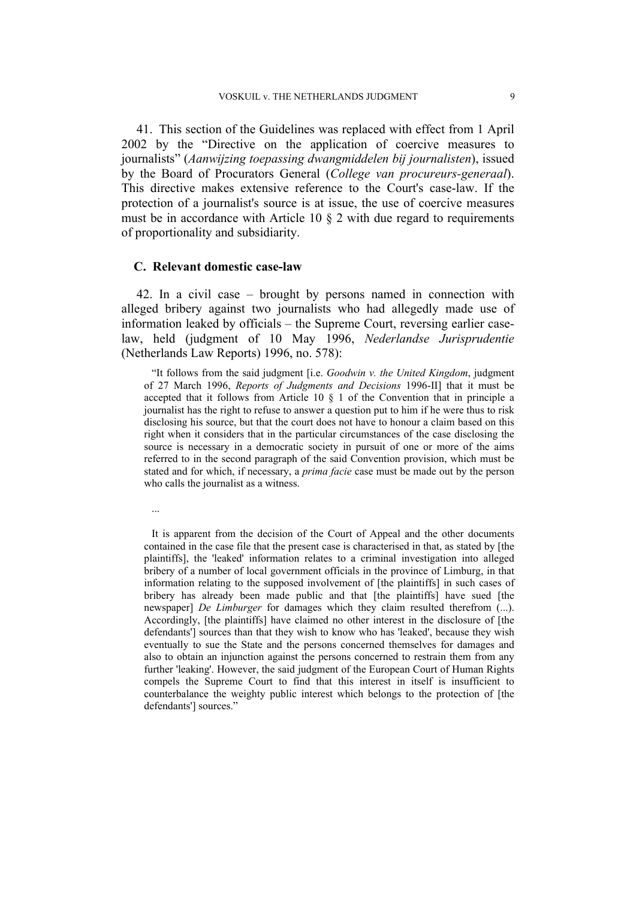41. This section of the Guidelines was replaced with effect from 1 April 2002 by the "Directive on the application of coercive measures to journalists" (*Aanwijzing toepassing dwangmiddelen bij journalisten*), issued by the Board of Procurators General (*College van procureurs-generaal*). This directive makes extensive reference to the Court's case-law. If the protection of a journalist's source is at issue, the use of coercive measures must be in accordance with Article 10 § 2 with due regard to requirements of proportionality and subsidiarity.

### C. Relevant domestic case-law

42. In a civil case – brought by persons named in connection with alleged bribery against two journalists who had allegedly made use of information leaked by officials – the Supreme Court, reversing earlier case-law, held (judgment of 10 May 1996, *Nederlandse Jurisprudentie* (Netherlands Law Reports) 1996, no. 578):

> "It follows from the said judgment [i.e. *Goodwin v. the United Kingdom*, judgment of 27 March 1996, *Reports of Judgments and Decisions* 1996-II] that it must be accepted that it follows from Article 10 § 1 of the Convention that in principle a journalist has the right to refuse to answer a question put to him if he were thus to risk disclosing his source, but that the court does not have to honour a claim based on this right when it considers that in the particular circumstances of the case disclosing the source is necessary in a democratic society in pursuit of one or more of the aims referred to in the second paragraph of the said Convention provision, which must be stated and for which, if necessary, a *prima facie* case must be made out by the person who calls the journalist as a witness.
>
> ...
>
> It is apparent from the decision of the Court of Appeal and the other documents contained in the case file that the present case is characterised in that, as stated by [the plaintiffs], the 'leaked' information relates to a criminal investigation into alleged bribery of a number of local government officials in the province of Limburg, in that information relating to the supposed involvement of [the plaintiffs] in such cases of bribery has already been made public and that [the plaintiffs] have sued [the newspaper] *De Limburger* for damages which they claim resulted therefrom (...). Accordingly, [the plaintiffs] have claimed no other interest in the disclosure of [the defendants'] sources than that they wish to know who has 'leaked', because they wish eventually to sue the State and the persons concerned themselves for damages and also to obtain an injunction against the persons concerned to restrain them from any further 'leaking'. However, the said judgment of the European Court of Human Rights compels the Supreme Court to find that this interest in itself is insufficient to counterbalance the weighty public interest which belongs to the protection of [the defendants'] sources."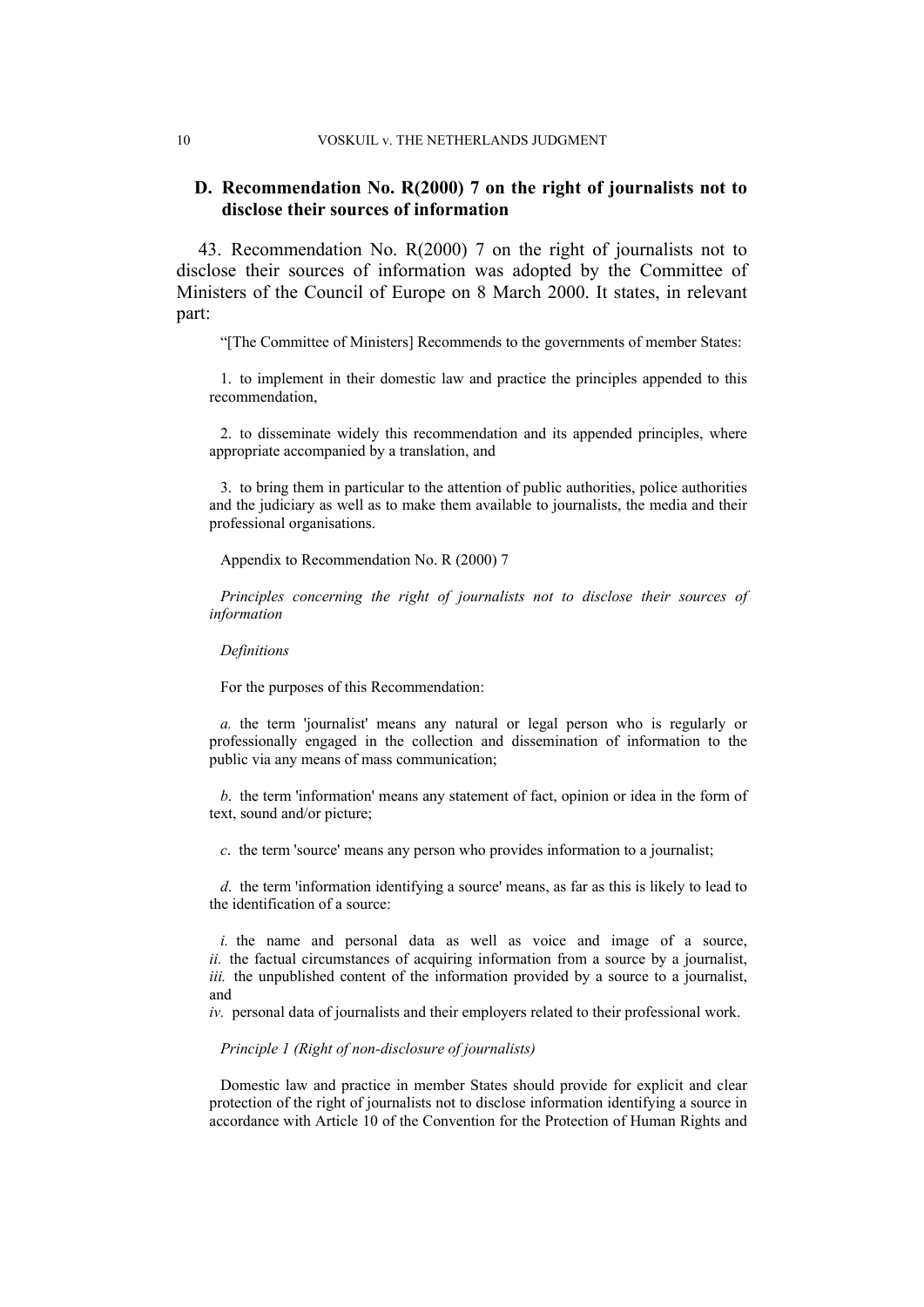### D. Recommendation No. R(2000) 7 on the right of journalists not to disclose their sources of information

43. Recommendation No. R(2000) 7 on the right of journalists not to disclose their sources of information was adopted by the Committee of Ministers of the Council of Europe on 8 March 2000. It states, in relevant part:

> "[The Committee of Ministers] Recommends to the governments of member States:
>
> 1. to implement in their domestic law and practice the principles appended to this recommendation,
>
> 2. to disseminate widely this recommendation and its appended principles, where appropriate accompanied by a translation, and
>
> 3. to bring them in particular to the attention of public authorities, police authorities and the judiciary as well as to make them available to journalists, the media and their professional organisations.
>
> Appendix to Recommendation No. R (2000) 7
>
> *Principles concerning the right of journalists not to disclose their sources of information*
>
> *Definitions*
>
> For the purposes of this Recommendation:
>
> *a.* the term 'journalist' means any natural or legal person who is regularly or professionally engaged in the collection and dissemination of information to the public via any means of mass communication;
>
> *b*. the term 'information' means any statement of fact, opinion or idea in the form of text, sound and/or picture;
>
> *c*. the term 'source' means any person who provides information to a journalist;
>
> *d*. the term 'information identifying a source' means, as far as this is likely to lead to the identification of a source:
>
> *i.* the name and personal data as well as voice and image of a source,
> *ii.* the factual circumstances of acquiring information from a source by a journalist,
> *iii.* the unpublished content of the information provided by a source to a journalist, and
> *iv.* personal data of journalists and their employers related to their professional work.
>
> *Principle 1 (Right of non-disclosure of journalists)*
>
> Domestic law and practice in member States should provide for explicit and clear protection of the right of journalists not to disclose information identifying a source in accordance with Article 10 of the Convention for the Protection of Human Rights and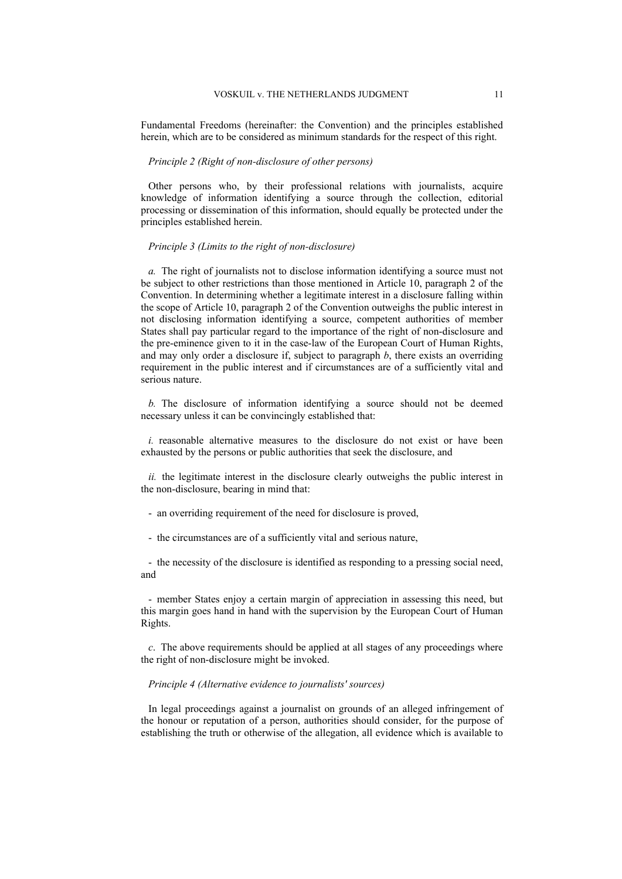Fundamental Freedoms (hereinafter: the Convention) and the principles established herein, which are to be considered as minimum standards for the respect of this right.

*Principle 2 (Right of non-disclosure of other persons)*

Other persons who, by their professional relations with journalists, acquire knowledge of information identifying a source through the collection, editorial processing or dissemination of this information, should equally be protected under the principles established herein.

*Principle 3 (Limits to the right of non-disclosure)*

*a.* The right of journalists not to disclose information identifying a source must not be subject to other restrictions than those mentioned in Article 10, paragraph 2 of the Convention. In determining whether a legitimate interest in a disclosure falling within the scope of Article 10, paragraph 2 of the Convention outweighs the public interest in not disclosing information identifying a source, competent authorities of member States shall pay particular regard to the importance of the right of non-disclosure and the pre-eminence given to it in the case-law of the European Court of Human Rights, and may only order a disclosure if, subject to paragraph *b*, there exists an overriding requirement in the public interest and if circumstances are of a sufficiently vital and serious nature.

*b.* The disclosure of information identifying a source should not be deemed necessary unless it can be convincingly established that:

*i.* reasonable alternative measures to the disclosure do not exist or have been exhausted by the persons or public authorities that seek the disclosure, and

*ii.* the legitimate interest in the disclosure clearly outweighs the public interest in the non-disclosure, bearing in mind that:

- an overriding requirement of the need for disclosure is proved,

- the circumstances are of a sufficiently vital and serious nature,

- the necessity of the disclosure is identified as responding to a pressing social need, and

- member States enjoy a certain margin of appreciation in assessing this need, but this margin goes hand in hand with the supervision by the European Court of Human Rights.

*c*. The above requirements should be applied at all stages of any proceedings where the right of non-disclosure might be invoked.

*Principle 4 (Alternative evidence to journalists' sources)*

In legal proceedings against a journalist on grounds of an alleged infringement of the honour or reputation of a person, authorities should consider, for the purpose of establishing the truth or otherwise of the allegation, all evidence which is available to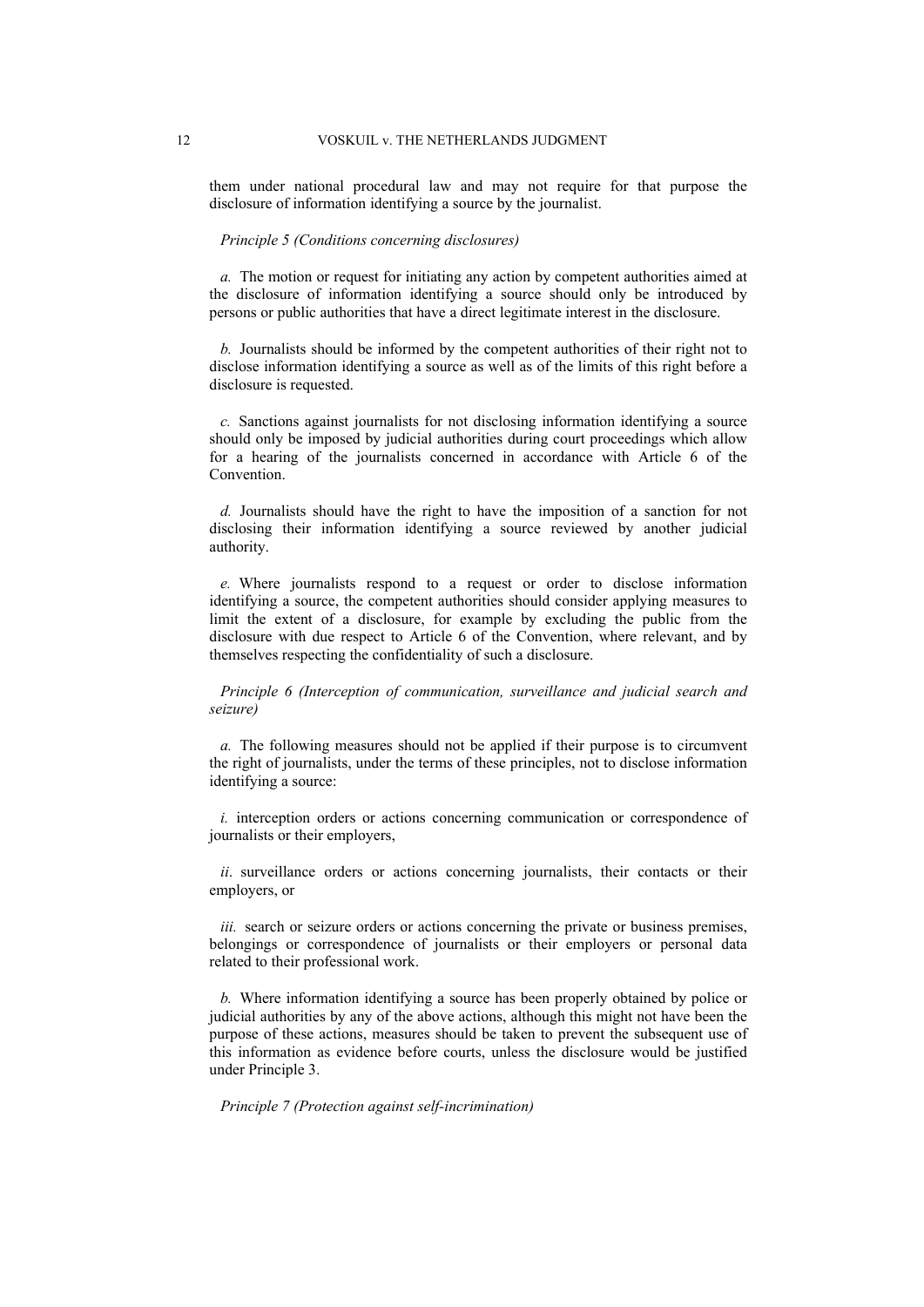them under national procedural law and may not require for that purpose the disclosure of information identifying a source by the journalist.

*Principle 5 (Conditions concerning disclosures)*

*a.* The motion or request for initiating any action by competent authorities aimed at the disclosure of information identifying a source should only be introduced by persons or public authorities that have a direct legitimate interest in the disclosure.

*b.* Journalists should be informed by the competent authorities of their right not to disclose information identifying a source as well as of the limits of this right before a disclosure is requested.

*c.* Sanctions against journalists for not disclosing information identifying a source should only be imposed by judicial authorities during court proceedings which allow for a hearing of the journalists concerned in accordance with Article 6 of the Convention.

*d.* Journalists should have the right to have the imposition of a sanction for not disclosing their information identifying a source reviewed by another judicial authority.

*e.* Where journalists respond to a request or order to disclose information identifying a source, the competent authorities should consider applying measures to limit the extent of a disclosure, for example by excluding the public from the disclosure with due respect to Article 6 of the Convention, where relevant, and by themselves respecting the confidentiality of such a disclosure.

*Principle 6 (Interception of communication, surveillance and judicial search and seizure)*

*a.* The following measures should not be applied if their purpose is to circumvent the right of journalists, under the terms of these principles, not to disclose information identifying a source:

*i.* interception orders or actions concerning communication or correspondence of journalists or their employers,

*ii*. surveillance orders or actions concerning journalists, their contacts or their employers, or

*iii.* search or seizure orders or actions concerning the private or business premises, belongings or correspondence of journalists or their employers or personal data related to their professional work.

*b.* Where information identifying a source has been properly obtained by police or judicial authorities by any of the above actions, although this might not have been the purpose of these actions, measures should be taken to prevent the subsequent use of this information as evidence before courts, unless the disclosure would be justified under Principle 3.

*Principle 7 (Protection against self-incrimination)*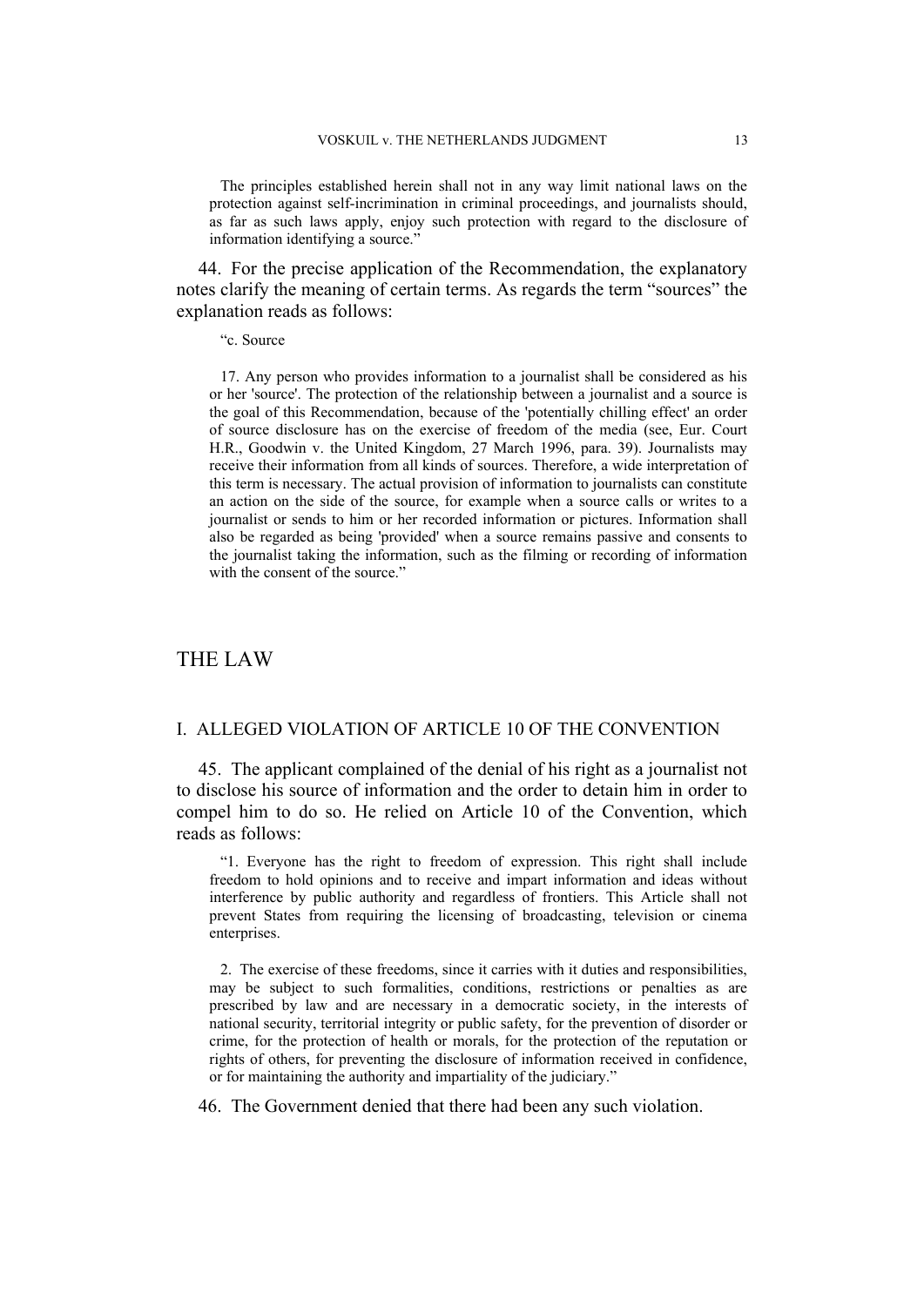The principles established herein shall not in any way limit national laws on the protection against self-incrimination in criminal proceedings, and journalists should, as far as such laws apply, enjoy such protection with regard to the disclosure of information identifying a source."

44. For the precise application of the Recommendation, the explanatory notes clarify the meaning of certain terms. As regards the term "sources" the explanation reads as follows:

> "c. Source
>
> 17. Any person who provides information to a journalist shall be considered as his or her 'source'. The protection of the relationship between a journalist and a source is the goal of this Recommendation, because of the 'potentially chilling effect' an order of source disclosure has on the exercise of freedom of the media (see, Eur. Court H.R., Goodwin v. the United Kingdom, 27 March 1996, para. 39). Journalists may receive their information from all kinds of sources. Therefore, a wide interpretation of this term is necessary. The actual provision of information to journalists can constitute an action on the side of the source, for example when a source calls or writes to a journalist or sends to him or her recorded information or pictures. Information shall also be regarded as being 'provided' when a source remains passive and consents to the journalist taking the information, such as the filming or recording of information with the consent of the source."

# THE LAW

## I. ALLEGED VIOLATION OF ARTICLE 10 OF THE CONVENTION

45. The applicant complained of the denial of his right as a journalist not to disclose his source of information and the order to detain him in order to compel him to do so. He relied on Article 10 of the Convention, which reads as follows:

> "1. Everyone has the right to freedom of expression. This right shall include freedom to hold opinions and to receive and impart information and ideas without interference by public authority and regardless of frontiers. This Article shall not prevent States from requiring the licensing of broadcasting, television or cinema enterprises.
>
> 2. The exercise of these freedoms, since it carries with it duties and responsibilities, may be subject to such formalities, conditions, restrictions or penalties as are prescribed by law and are necessary in a democratic society, in the interests of national security, territorial integrity or public safety, for the prevention of disorder or crime, for the protection of health or morals, for the protection of the reputation or rights of others, for preventing the disclosure of information received in confidence, or for maintaining the authority and impartiality of the judiciary."

46. The Government denied that there had been any such violation.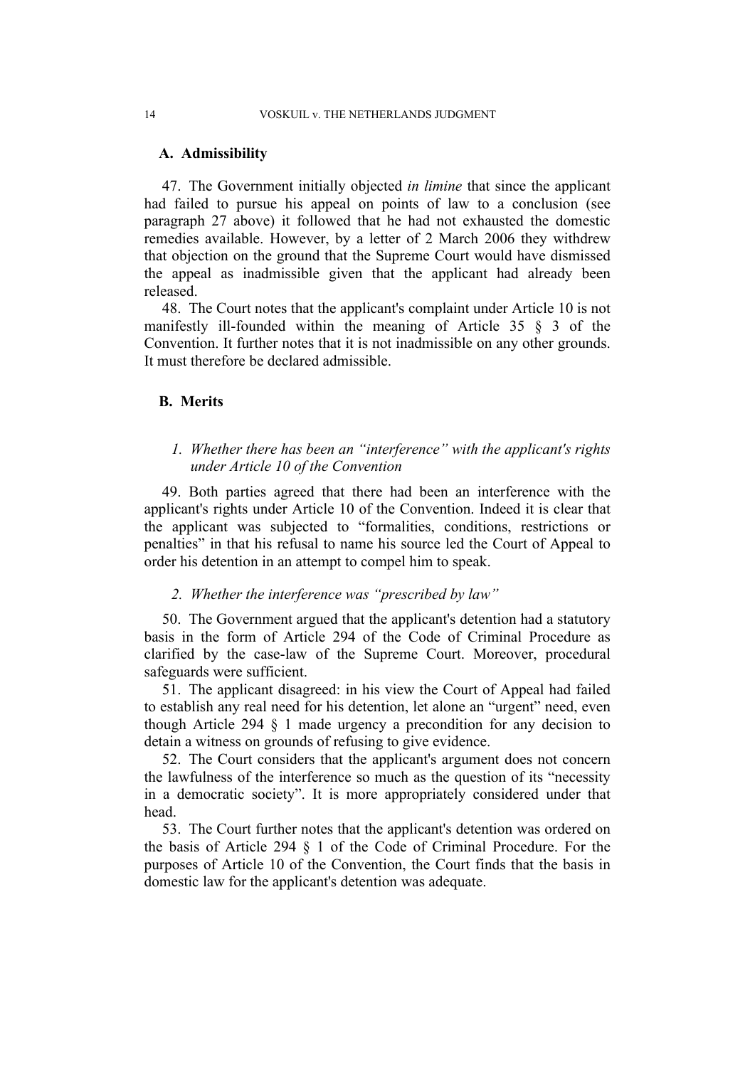### A. Admissibility

47. The Government initially objected *in limine* that since the applicant had failed to pursue his appeal on points of law to a conclusion (see paragraph 27 above) it followed that he had not exhausted the domestic remedies available. However, by a letter of 2 March 2006 they withdrew that objection on the ground that the Supreme Court would have dismissed the appeal as inadmissible given that the applicant had already been released.

48. The Court notes that the applicant's complaint under Article 10 is not manifestly ill-founded within the meaning of Article 35 § 3 of the Convention. It further notes that it is not inadmissible on any other grounds. It must therefore be declared admissible.

### B. Merits

#### 1. *Whether there has been an "interference" with the applicant's rights under Article 10 of the Convention*

49. Both parties agreed that there had been an interference with the applicant's rights under Article 10 of the Convention. Indeed it is clear that the applicant was subjected to "formalities, conditions, restrictions or penalties" in that his refusal to name his source led the Court of Appeal to order his detention in an attempt to compel him to speak.

#### 2. *Whether the interference was "prescribed by law"*

50. The Government argued that the applicant's detention had a statutory basis in the form of Article 294 of the Code of Criminal Procedure as clarified by the case-law of the Supreme Court. Moreover, procedural safeguards were sufficient.

51. The applicant disagreed: in his view the Court of Appeal had failed to establish any real need for his detention, let alone an "urgent" need, even though Article 294 § 1 made urgency a precondition for any decision to detain a witness on grounds of refusing to give evidence.

52. The Court considers that the applicant's argument does not concern the lawfulness of the interference so much as the question of its "necessity in a democratic society". It is more appropriately considered under that head.

53. The Court further notes that the applicant's detention was ordered on the basis of Article 294 § 1 of the Code of Criminal Procedure. For the purposes of Article 10 of the Convention, the Court finds that the basis in domestic law for the applicant's detention was adequate.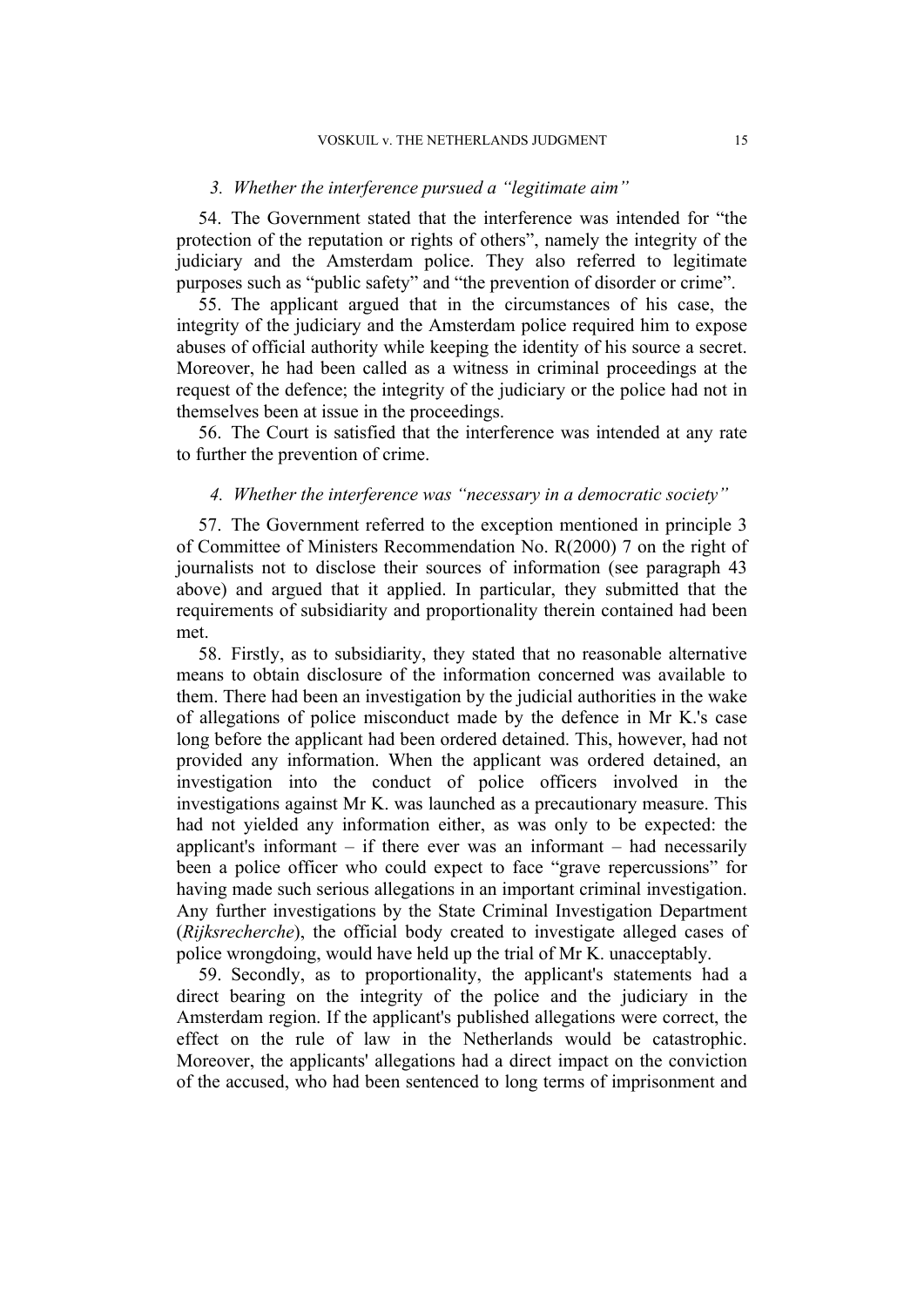### 3. Whether the interference pursued a "legitimate aim"

54. The Government stated that the interference was intended for "the protection of the reputation or rights of others", namely the integrity of the judiciary and the Amsterdam police. They also referred to legitimate purposes such as "public safety" and "the prevention of disorder or crime".

55. The applicant argued that in the circumstances of his case, the integrity of the judiciary and the Amsterdam police required him to expose abuses of official authority while keeping the identity of his source a secret. Moreover, he had been called as a witness in criminal proceedings at the request of the defence; the integrity of the judiciary or the police had not in themselves been at issue in the proceedings.

56. The Court is satisfied that the interference was intended at any rate to further the prevention of crime.

### 4. Whether the interference was "necessary in a democratic society"

57. The Government referred to the exception mentioned in principle 3 of Committee of Ministers Recommendation No. R(2000) 7 on the right of journalists not to disclose their sources of information (see paragraph 43 above) and argued that it applied. In particular, they submitted that the requirements of subsidiarity and proportionality therein contained had been met.

58. Firstly, as to subsidiarity, they stated that no reasonable alternative means to obtain disclosure of the information concerned was available to them. There had been an investigation by the judicial authorities in the wake of allegations of police misconduct made by the defence in Mr K.'s case long before the applicant had been ordered detained. This, however, had not provided any information. When the applicant was ordered detained, an investigation into the conduct of police officers involved in the investigations against Mr K. was launched as a precautionary measure. This had not yielded any information either, as was only to be expected: the applicant's informant – if there ever was an informant – had necessarily been a police officer who could expect to face "grave repercussions" for having made such serious allegations in an important criminal investigation. Any further investigations by the State Criminal Investigation Department (*Rijksrecherche*), the official body created to investigate alleged cases of police wrongdoing, would have held up the trial of Mr K. unacceptably.

59. Secondly, as to proportionality, the applicant's statements had a direct bearing on the integrity of the police and the judiciary in the Amsterdam region. If the applicant's published allegations were correct, the effect on the rule of law in the Netherlands would be catastrophic. Moreover, the applicants' allegations had a direct impact on the conviction of the accused, who had been sentenced to long terms of imprisonment and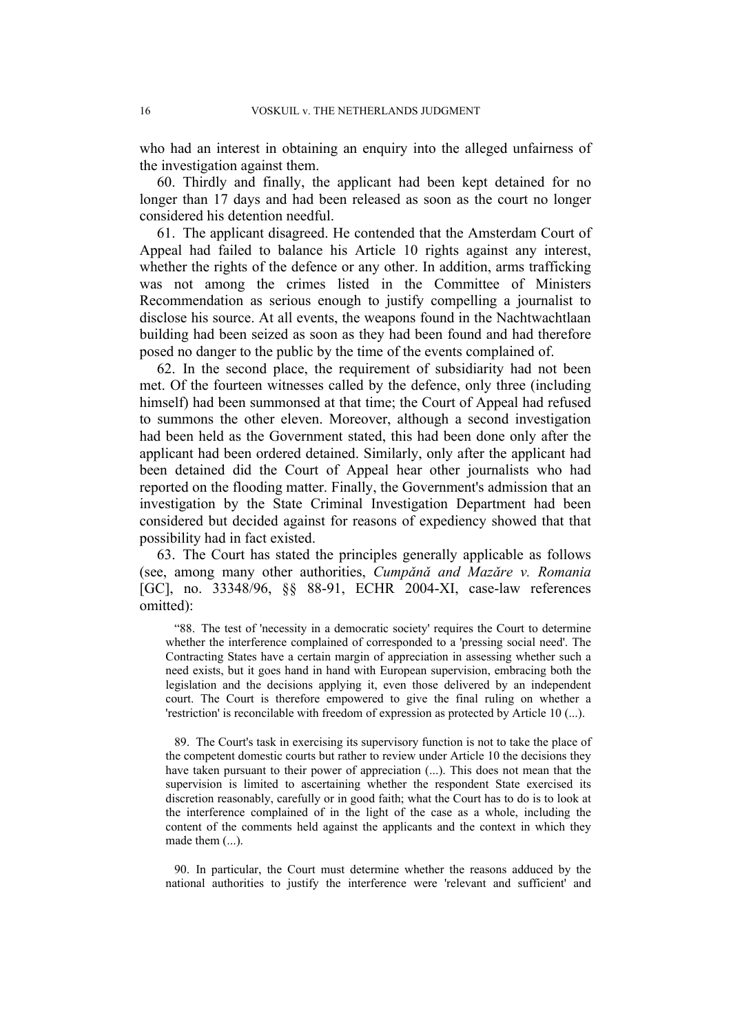who had an interest in obtaining an enquiry into the alleged unfairness of the investigation against them.

60. Thirdly and finally, the applicant had been kept detained for no longer than 17 days and had been released as soon as the court no longer considered his detention needful.

61. The applicant disagreed. He contended that the Amsterdam Court of Appeal had failed to balance his Article 10 rights against any interest, whether the rights of the defence or any other. In addition, arms trafficking was not among the crimes listed in the Committee of Ministers Recommendation as serious enough to justify compelling a journalist to disclose his source. At all events, the weapons found in the Nachtwachtlaan building had been seized as soon as they had been found and had therefore posed no danger to the public by the time of the events complained of.

62. In the second place, the requirement of subsidiarity had not been met. Of the fourteen witnesses called by the defence, only three (including himself) had been summonsed at that time; the Court of Appeal had refused to summons the other eleven. Moreover, although a second investigation had been held as the Government stated, this had been done only after the applicant had been ordered detained. Similarly, only after the applicant had been detained did the Court of Appeal hear other journalists who had reported on the flooding matter. Finally, the Government's admission that an investigation by the State Criminal Investigation Department had been considered but decided against for reasons of expediency showed that that possibility had in fact existed.

63. The Court has stated the principles generally applicable as follows (see, among many other authorities, *Cumpănă and Mazăre v. Romania* [GC], no. 33348/96, §§ 88-91, ECHR 2004-XI, case-law references omitted):

> "88. The test of 'necessity in a democratic society' requires the Court to determine whether the interference complained of corresponded to a 'pressing social need'. The Contracting States have a certain margin of appreciation in assessing whether such a need exists, but it goes hand in hand with European supervision, embracing both the legislation and the decisions applying it, even those delivered by an independent court. The Court is therefore empowered to give the final ruling on whether a 'restriction' is reconcilable with freedom of expression as protected by Article 10 (...).
>
> 89. The Court's task in exercising its supervisory function is not to take the place of the competent domestic courts but rather to review under Article 10 the decisions they have taken pursuant to their power of appreciation (...). This does not mean that the supervision is limited to ascertaining whether the respondent State exercised its discretion reasonably, carefully or in good faith; what the Court has to do is to look at the interference complained of in the light of the case as a whole, including the content of the comments held against the applicants and the context in which they made them (...).
>
> 90. In particular, the Court must determine whether the reasons adduced by the national authorities to justify the interference were 'relevant and sufficient' and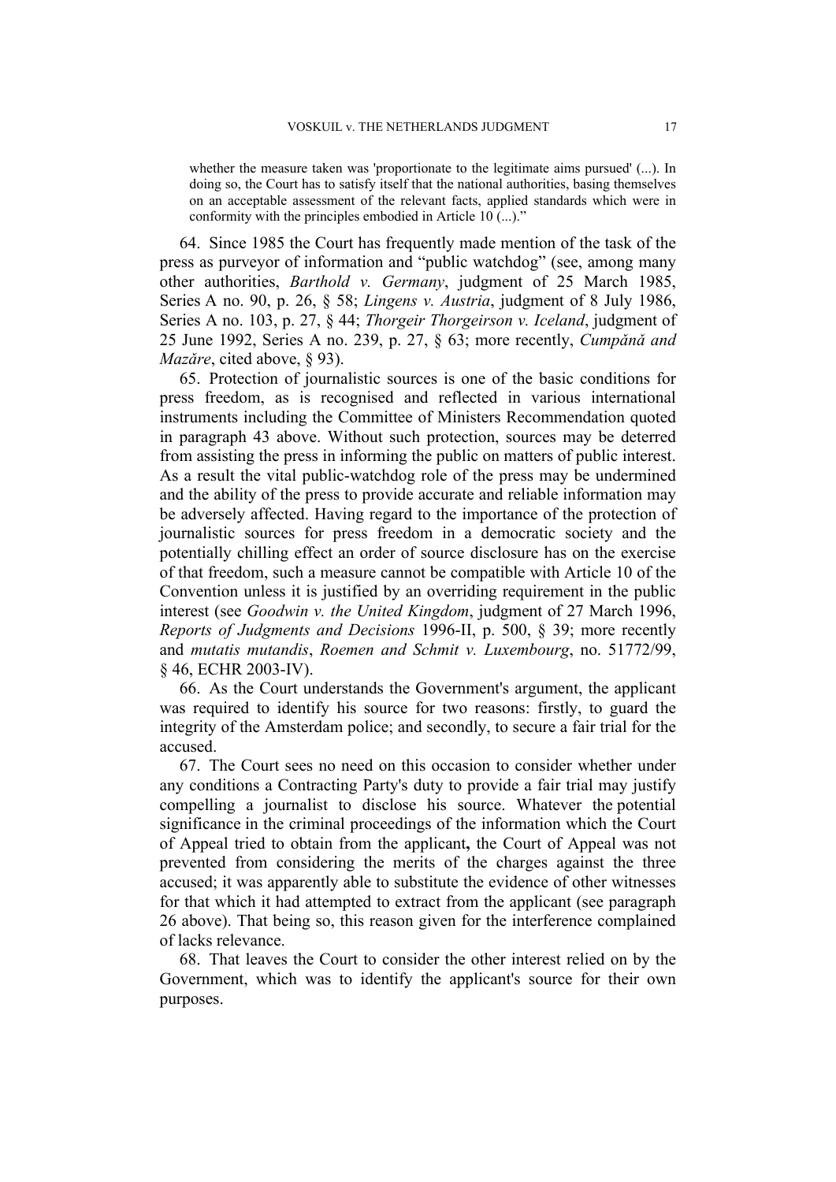whether the measure taken was 'proportionate to the legitimate aims pursued' (...). In doing so, the Court has to satisfy itself that the national authorities, basing themselves on an acceptable assessment of the relevant facts, applied standards which were in conformity with the principles embodied in Article 10 (...)."

64. Since 1985 the Court has frequently made mention of the task of the press as purveyor of information and "public watchdog" (see, among many other authorities, *Barthold v. Germany*, judgment of 25 March 1985, Series A no. 90, p. 26, § 58; *Lingens v. Austria*, judgment of 8 July 1986, Series A no. 103, p. 27, § 44; *Thorgeir Thorgeirson v. Iceland*, judgment of 25 June 1992, Series A no. 239, p. 27, § 63; more recently, *Cumpǎnǎ and Mazǎre*, cited above, § 93).

65. Protection of journalistic sources is one of the basic conditions for press freedom, as is recognised and reflected in various international instruments including the Committee of Ministers Recommendation quoted in paragraph 43 above. Without such protection, sources may be deterred from assisting the press in informing the public on matters of public interest. As a result the vital public-watchdog role of the press may be undermined and the ability of the press to provide accurate and reliable information may be adversely affected. Having regard to the importance of the protection of journalistic sources for press freedom in a democratic society and the potentially chilling effect an order of source disclosure has on the exercise of that freedom, such a measure cannot be compatible with Article 10 of the Convention unless it is justified by an overriding requirement in the public interest (see *Goodwin v. the United Kingdom*, judgment of 27 March 1996, *Reports of Judgments and Decisions* 1996-II, p. 500, § 39; more recently and *mutatis mutandis*, *Roemen and Schmit v. Luxembourg*, no. 51772/99, § 46, ECHR 2003-IV).

66. As the Court understands the Government's argument, the applicant was required to identify his source for two reasons: firstly, to guard the integrity of the Amsterdam police; and secondly, to secure a fair trial for the accused.

67. The Court sees no need on this occasion to consider whether under any conditions a Contracting Party's duty to provide a fair trial may justify compelling a journalist to disclose his source. Whatever the potential significance in the criminal proceedings of the information which the Court of Appeal tried to obtain from the applicant**,** the Court of Appeal was not prevented from considering the merits of the charges against the three accused; it was apparently able to substitute the evidence of other witnesses for that which it had attempted to extract from the applicant (see paragraph 26 above). That being so, this reason given for the interference complained of lacks relevance.

68. That leaves the Court to consider the other interest relied on by the Government, which was to identify the applicant's source for their own purposes.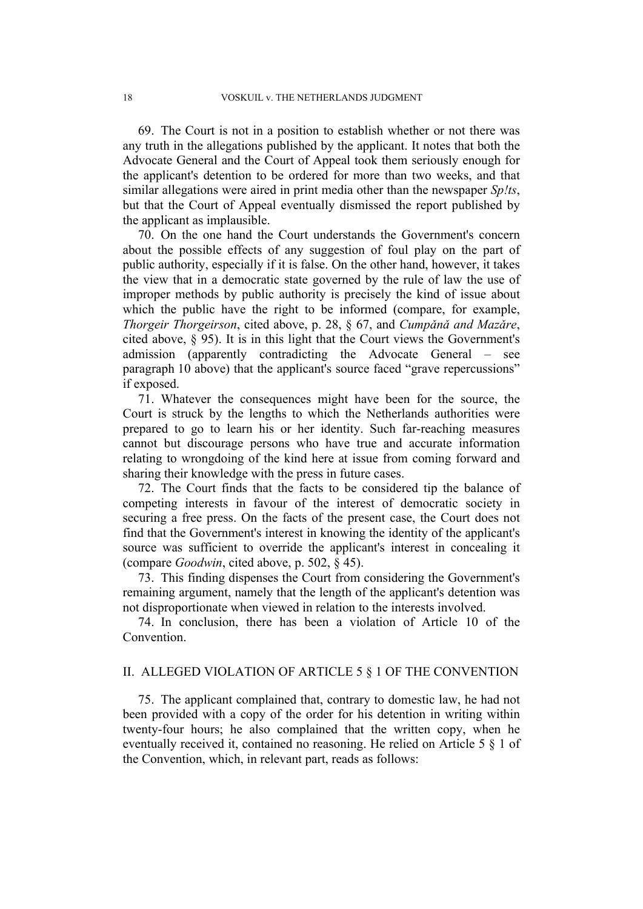69. The Court is not in a position to establish whether or not there was any truth in the allegations published by the applicant. It notes that both the Advocate General and the Court of Appeal took them seriously enough for the applicant's detention to be ordered for more than two weeks, and that similar allegations were aired in print media other than the newspaper *Sp!ts*, but that the Court of Appeal eventually dismissed the report published by the applicant as implausible.

70. On the one hand the Court understands the Government's concern about the possible effects of any suggestion of foul play on the part of public authority, especially if it is false. On the other hand, however, it takes the view that in a democratic state governed by the rule of law the use of improper methods by public authority is precisely the kind of issue about which the public have the right to be informed (compare, for example, *Thorgeir Thorgeirson*, cited above, p. 28, § 67, and *Cumpănă and Mazăre*, cited above, § 95). It is in this light that the Court views the Government's admission (apparently contradicting the Advocate General – see paragraph 10 above) that the applicant's source faced "grave repercussions" if exposed.

71. Whatever the consequences might have been for the source, the Court is struck by the lengths to which the Netherlands authorities were prepared to go to learn his or her identity. Such far-reaching measures cannot but discourage persons who have true and accurate information relating to wrongdoing of the kind here at issue from coming forward and sharing their knowledge with the press in future cases.

72. The Court finds that the facts to be considered tip the balance of competing interests in favour of the interest of democratic society in securing a free press. On the facts of the present case, the Court does not find that the Government's interest in knowing the identity of the applicant's source was sufficient to override the applicant's interest in concealing it (compare *Goodwin*, cited above, p. 502, § 45).

73. This finding dispenses the Court from considering the Government's remaining argument, namely that the length of the applicant's detention was not disproportionate when viewed in relation to the interests involved.

74. In conclusion, there has been a violation of Article 10 of the Convention.

## II. ALLEGED VIOLATION OF ARTICLE 5 § 1 OF THE CONVENTION

75. The applicant complained that, contrary to domestic law, he had not been provided with a copy of the order for his detention in writing within twenty-four hours; he also complained that the written copy, when he eventually received it, contained no reasoning. He relied on Article 5 § 1 of the Convention, which, in relevant part, reads as follows: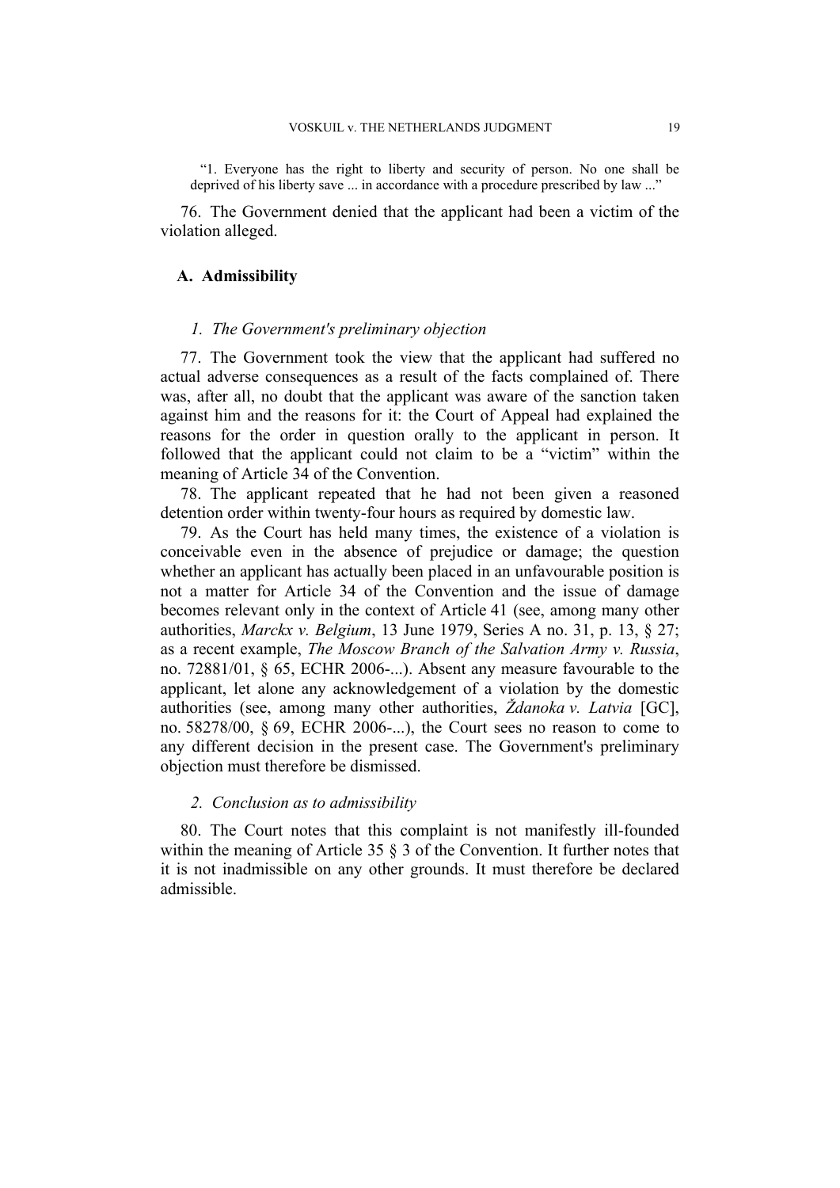> "1. Everyone has the right to liberty and security of person. No one shall be deprived of his liberty save ... in accordance with a procedure prescribed by law ..."

76. The Government denied that the applicant had been a victim of the violation alleged.

### A. Admissibility

#### *1. The Government's preliminary objection*

77. The Government took the view that the applicant had suffered no actual adverse consequences as a result of the facts complained of. There was, after all, no doubt that the applicant was aware of the sanction taken against him and the reasons for it: the Court of Appeal had explained the reasons for the order in question orally to the applicant in person. It followed that the applicant could not claim to be a "victim" within the meaning of Article 34 of the Convention.

78. The applicant repeated that he had not been given a reasoned detention order within twenty-four hours as required by domestic law.

79. As the Court has held many times, the existence of a violation is conceivable even in the absence of prejudice or damage; the question whether an applicant has actually been placed in an unfavourable position is not a matter for Article 34 of the Convention and the issue of damage becomes relevant only in the context of Article 41 (see, among many other authorities, *Marckx v. Belgium*, 13 June 1979, Series A no. 31, p. 13, § 27; as a recent example, *The Moscow Branch of the Salvation Army v. Russia*, no. 72881/01, § 65, ECHR 2006-...). Absent any measure favourable to the applicant, let alone any acknowledgement of a violation by the domestic authorities (see, among many other authorities, *Ždanoka v. Latvia* [GC], no. 58278/00, § 69, ECHR 2006-...), the Court sees no reason to come to any different decision in the present case. The Government's preliminary objection must therefore be dismissed.

#### *2. Conclusion as to admissibility*

80. The Court notes that this complaint is not manifestly ill-founded within the meaning of Article 35 § 3 of the Convention. It further notes that it is not inadmissible on any other grounds. It must therefore be declared admissible.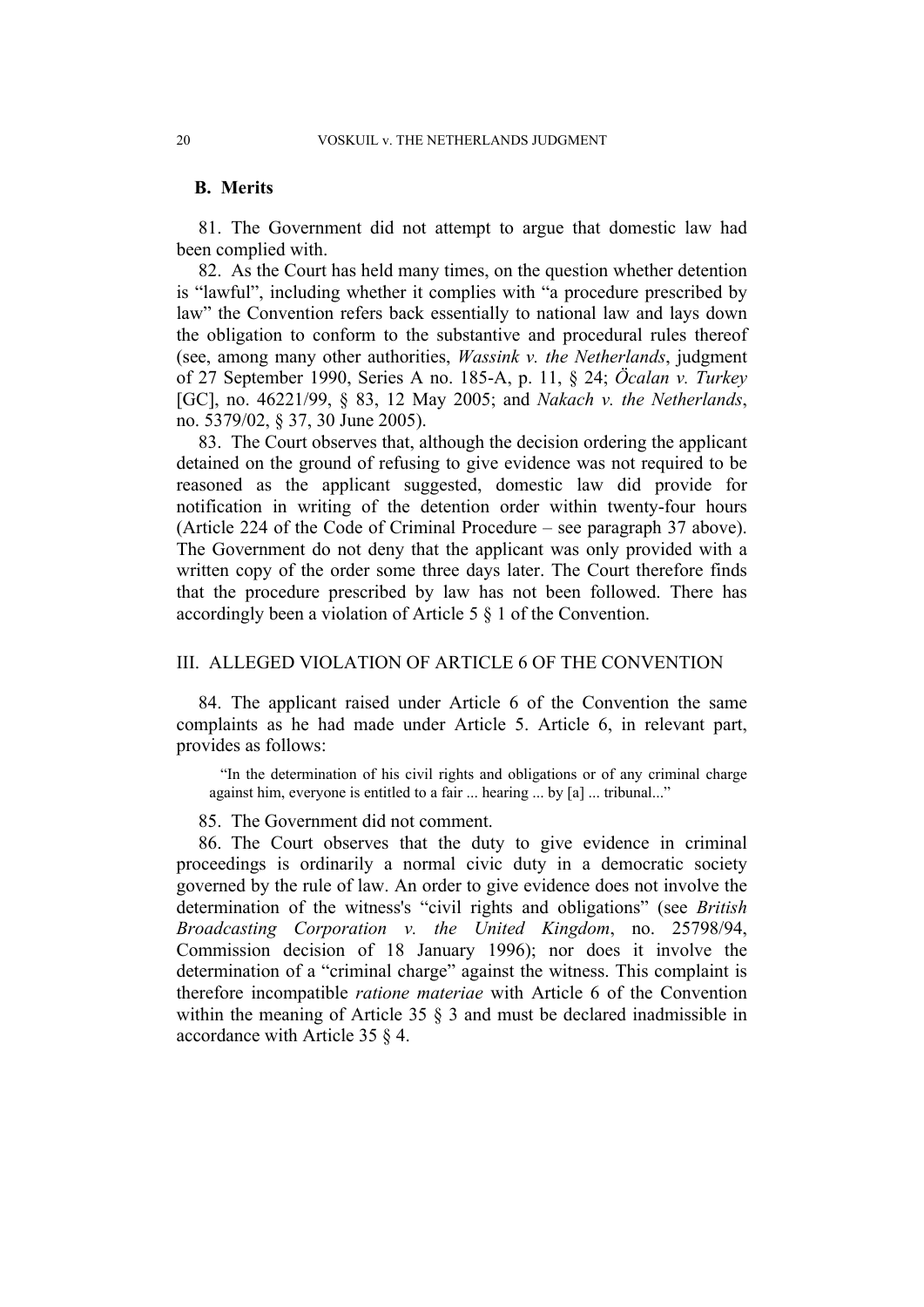## B. Merits

81. The Government did not attempt to argue that domestic law had been complied with.

82. As the Court has held many times, on the question whether detention is "lawful", including whether it complies with "a procedure prescribed by law" the Convention refers back essentially to national law and lays down the obligation to conform to the substantive and procedural rules thereof (see, among many other authorities, *Wassink v. the Netherlands*, judgment of 27 September 1990, Series A no. 185-A, p. 11, § 24; *Öcalan v. Turkey* [GC], no. 46221/99, § 83, 12 May 2005; and *Nakach v. the Netherlands*, no. 5379/02, § 37, 30 June 2005).

83. The Court observes that, although the decision ordering the applicant detained on the ground of refusing to give evidence was not required to be reasoned as the applicant suggested, domestic law did provide for notification in writing of the detention order within twenty-four hours (Article 224 of the Code of Criminal Procedure – see paragraph 37 above). The Government do not deny that the applicant was only provided with a written copy of the order some three days later. The Court therefore finds that the procedure prescribed by law has not been followed. There has accordingly been a violation of Article 5 § 1 of the Convention.

# III. ALLEGED VIOLATION OF ARTICLE 6 OF THE CONVENTION

84. The applicant raised under Article 6 of the Convention the same complaints as he had made under Article 5. Article 6, in relevant part, provides as follows:

> "In the determination of his civil rights and obligations or of any criminal charge against him, everyone is entitled to a fair ... hearing ... by [a] ... tribunal..."

85. The Government did not comment.

86. The Court observes that the duty to give evidence in criminal proceedings is ordinarily a normal civic duty in a democratic society governed by the rule of law. An order to give evidence does not involve the determination of the witness's "civil rights and obligations" (see *British Broadcasting Corporation v. the United Kingdom*, no. 25798/94, Commission decision of 18 January 1996); nor does it involve the determination of a "criminal charge" against the witness. This complaint is therefore incompatible *ratione materiae* with Article 6 of the Convention within the meaning of Article 35 § 3 and must be declared inadmissible in accordance with Article 35 § 4.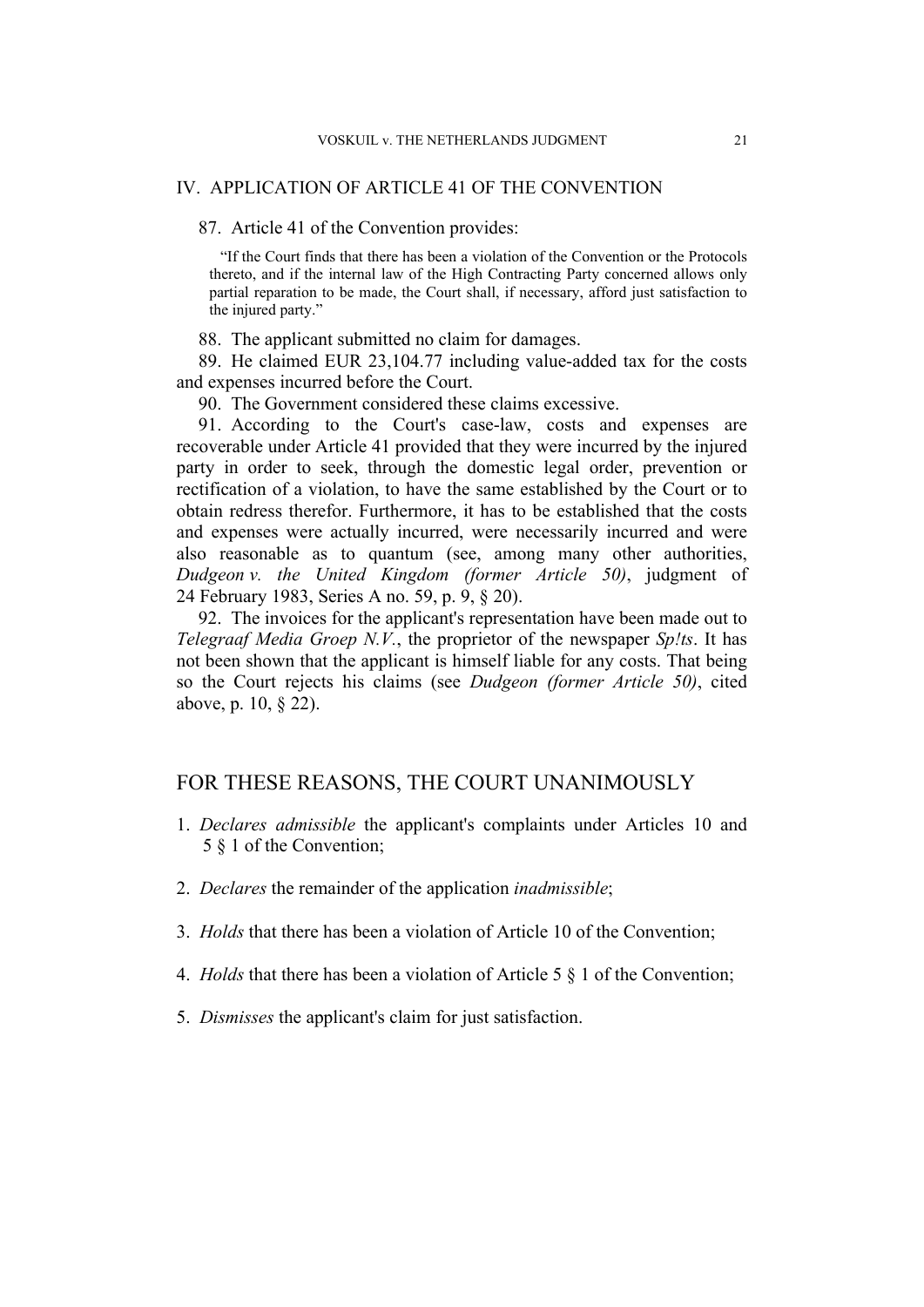## IV. APPLICATION OF ARTICLE 41 OF THE CONVENTION

87. Article 41 of the Convention provides:

> "If the Court finds that there has been a violation of the Convention or the Protocols thereto, and if the internal law of the High Contracting Party concerned allows only partial reparation to be made, the Court shall, if necessary, afford just satisfaction to the injured party."

88. The applicant submitted no claim for damages.

89. He claimed EUR 23,104.77 including value-added tax for the costs and expenses incurred before the Court.

90. The Government considered these claims excessive.

91. According to the Court's case-law, costs and expenses are recoverable under Article 41 provided that they were incurred by the injured party in order to seek, through the domestic legal order, prevention or rectification of a violation, to have the same established by the Court or to obtain redress therefor. Furthermore, it has to be established that the costs and expenses were actually incurred, were necessarily incurred and were also reasonable as to quantum (see, among many other authorities, *Dudgeon v. the United Kingdom (former Article 50)*, judgment of 24 February 1983, Series A no. 59, p. 9, § 20).

92. The invoices for the applicant's representation have been made out to *Telegraaf Media Groep N.V.*, the proprietor of the newspaper *Sp!ts*. It has not been shown that the applicant is himself liable for any costs. That being so the Court rejects his claims (see *Dudgeon (former Article 50)*, cited above, p. 10, § 22).

## FOR THESE REASONS, THE COURT UNANIMOUSLY

1. *Declares admissible* the applicant's complaints under Articles 10 and 5 § 1 of the Convention;

2. *Declares* the remainder of the application *inadmissible*;

3. *Holds* that there has been a violation of Article 10 of the Convention;

4. *Holds* that there has been a violation of Article 5 § 1 of the Convention;

5. *Dismisses* the applicant's claim for just satisfaction.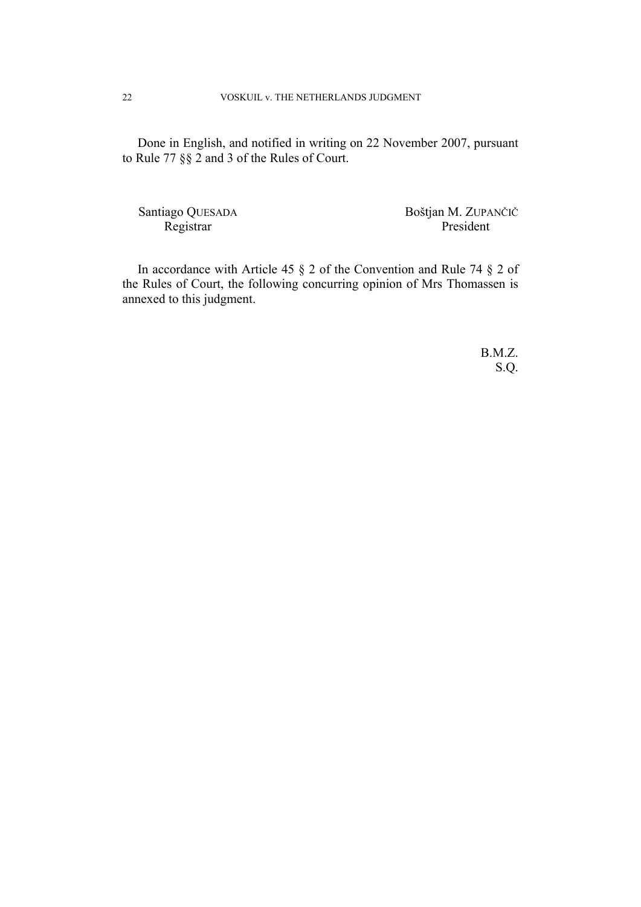Done in English, and notified in writing on 22 November 2007, pursuant to Rule 77 §§ 2 and 3 of the Rules of Court.

| Santiago QUESADA | Boštjan M. ZUPANČIČ |
|---|---|
| Registrar | President |

In accordance with Article 45 § 2 of the Convention and Rule 74 § 2 of the Rules of Court, the following concurring opinion of Mrs Thomassen is annexed to this judgment.

B.M.Z.
S.Q.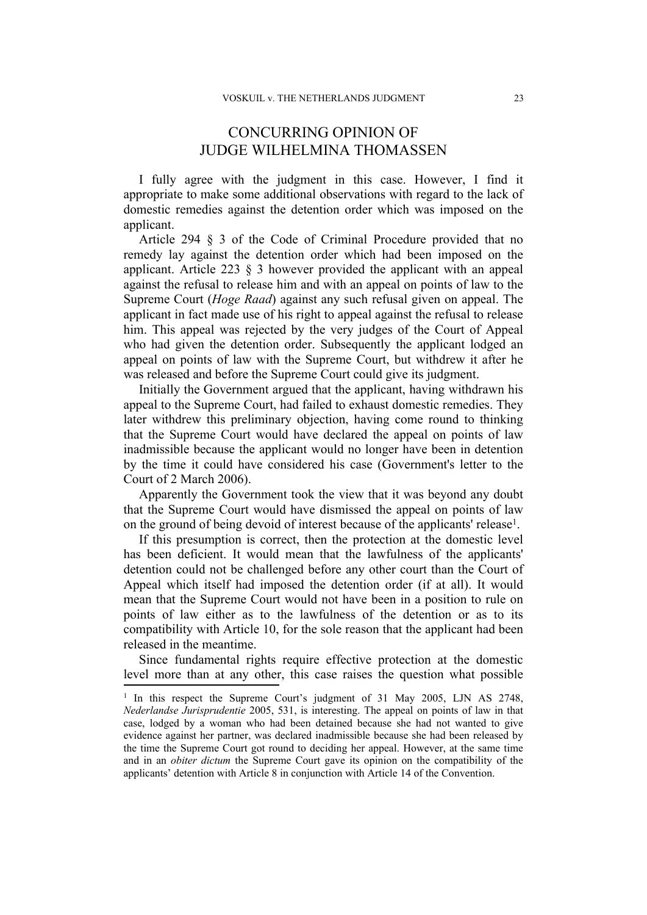# CONCURRING OPINION OF JUDGE WILHELMINA THOMASSEN

I fully agree with the judgment in this case. However, I find it appropriate to make some additional observations with regard to the lack of domestic remedies against the detention order which was imposed on the applicant.

Article 294 § 3 of the Code of Criminal Procedure provided that no remedy lay against the detention order which had been imposed on the applicant. Article 223 § 3 however provided the applicant with an appeal against the refusal to release him and with an appeal on points of law to the Supreme Court (*Hoge Raad*) against any such refusal given on appeal. The applicant in fact made use of his right to appeal against the refusal to release him. This appeal was rejected by the very judges of the Court of Appeal who had given the detention order. Subsequently the applicant lodged an appeal on points of law with the Supreme Court, but withdrew it after he was released and before the Supreme Court could give its judgment.

Initially the Government argued that the applicant, having withdrawn his appeal to the Supreme Court, had failed to exhaust domestic remedies. They later withdrew this preliminary objection, having come round to thinking that the Supreme Court would have declared the appeal on points of law inadmissible because the applicant would no longer have been in detention by the time it could have considered his case (Government's letter to the Court of 2 March 2006).

Apparently the Government took the view that it was beyond any doubt that the Supreme Court would have dismissed the appeal on points of law on the ground of being devoid of interest because of the applicants' release[1].

If this presumption is correct, then the protection at the domestic level has been deficient. It would mean that the lawfulness of the applicants' detention could not be challenged before any other court than the Court of Appeal which itself had imposed the detention order (if at all). It would mean that the Supreme Court would not have been in a position to rule on points of law either as to the lawfulness of the detention or as to its compatibility with Article 10, for the sole reason that the applicant had been released in the meantime.

Since fundamental rights require effective protection at the domestic level more than at any other, this case raises the question what possible

---

[1] In this respect the Supreme Court's judgment of 31 May 2005, LJN AS 2748, *Nederlandse Jurisprudentie* 2005, 531, is interesting. The appeal on points of law in that case, lodged by a woman who had been detained because she had not wanted to give evidence against her partner, was declared inadmissible because she had been released by the time the Supreme Court got round to deciding her appeal. However, at the same time and in an *obiter dictum* the Supreme Court gave its opinion on the compatibility of the applicants' detention with Article 8 in conjunction with Article 14 of the Convention.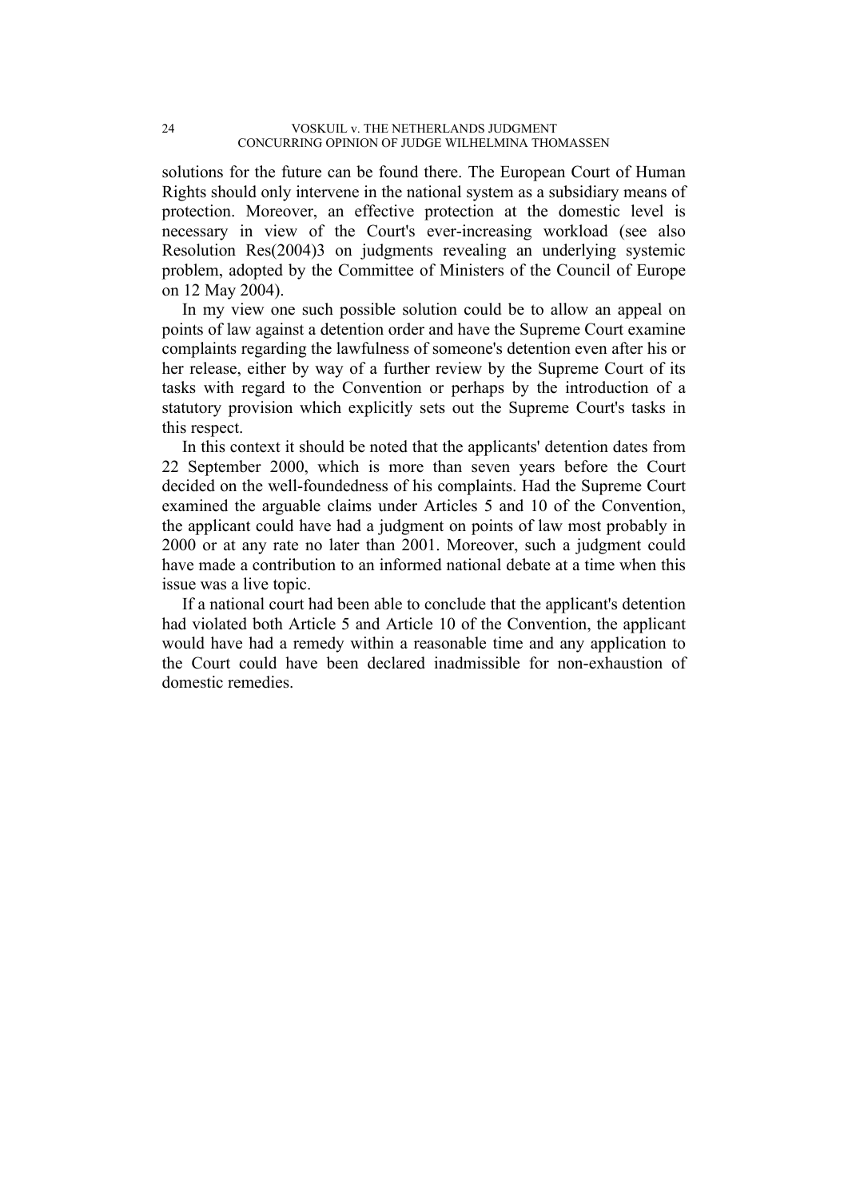solutions for the future can be found there. The European Court of Human Rights should only intervene in the national system as a subsidiary means of protection. Moreover, an effective protection at the domestic level is necessary in view of the Court's ever-increasing workload (see also Resolution Res(2004)3 on judgments revealing an underlying systemic problem, adopted by the Committee of Ministers of the Council of Europe on 12 May 2004).

In my view one such possible solution could be to allow an appeal on points of law against a detention order and have the Supreme Court examine complaints regarding the lawfulness of someone's detention even after his or her release, either by way of a further review by the Supreme Court of its tasks with regard to the Convention or perhaps by the introduction of a statutory provision which explicitly sets out the Supreme Court's tasks in this respect.

In this context it should be noted that the applicants' detention dates from 22 September 2000, which is more than seven years before the Court decided on the well-foundedness of his complaints. Had the Supreme Court examined the arguable claims under Articles 5 and 10 of the Convention, the applicant could have had a judgment on points of law most probably in 2000 or at any rate no later than 2001. Moreover, such a judgment could have made a contribution to an informed national debate at a time when this issue was a live topic.

If a national court had been able to conclude that the applicant's detention had violated both Article 5 and Article 10 of the Convention, the applicant would have had a remedy within a reasonable time and any application to the Court could have been declared inadmissible for non-exhaustion of domestic remedies.